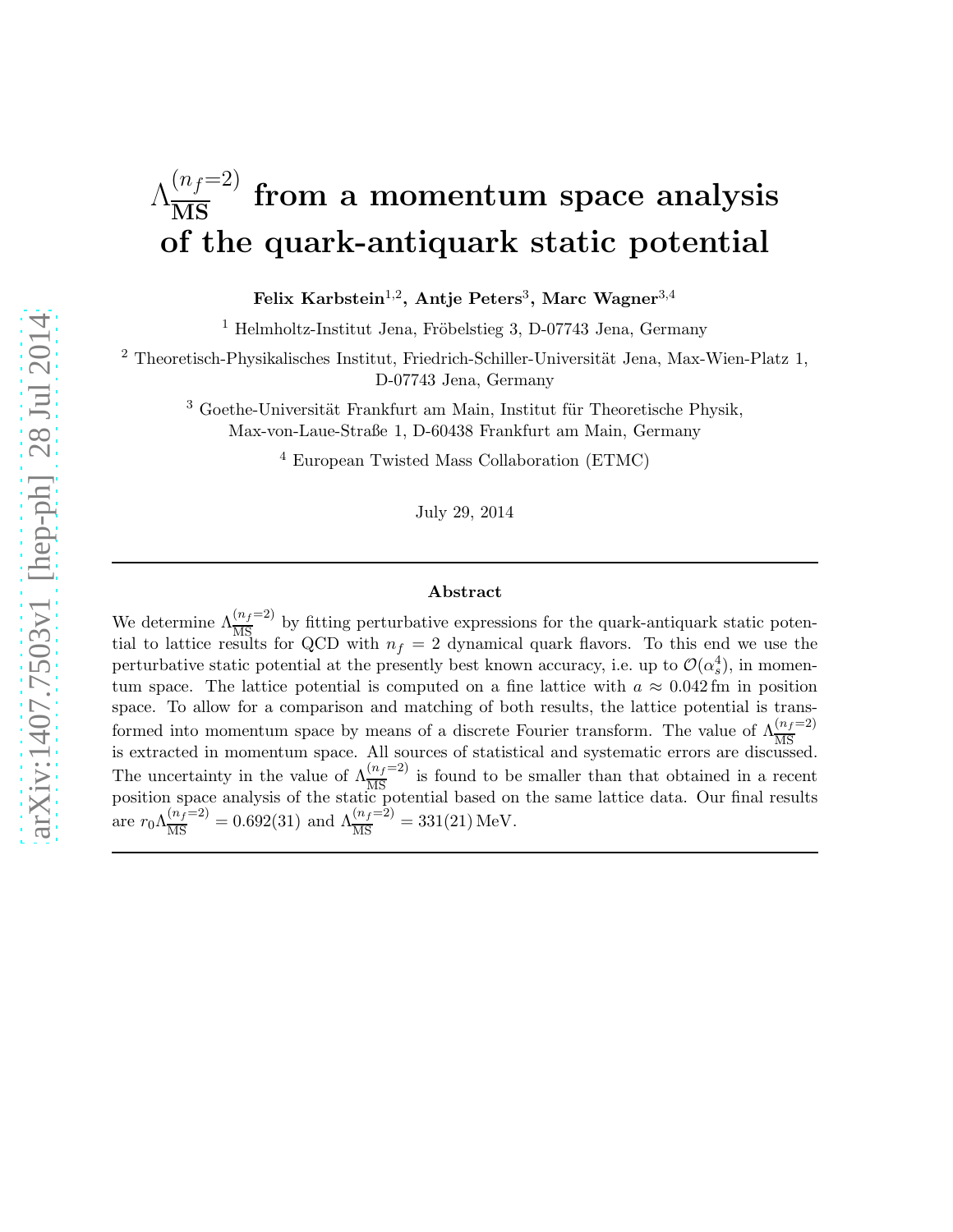# $\Lambda_{\overline{\mathrm{MS}}}^{(n_f=2)}$ from a momentum space analysis of the quark-antiquark static potential

**Felix Karbstein**[1,2]**, Antje Peters**[3]**, Marc Wagner**[3,4]

[1] Helmholtz-Institut Jena, Fröbelstieg 3, D-07743 Jena, Germany

[2] Theoretisch-Physikalisches Institut, Friedrich-Schiller-Universität Jena, Max-Wien-Platz 1, D-07743 Jena, Germany

[3] Goethe-Universität Frankfurt am Main, Institut für Theoretische Physik, Max-von-Laue-Straße 1, D-60438 Frankfurt am Main, Germany

[4] European Twisted Mass Collaboration (ETMC)

July 29, 2014

---

### Abstract

We determine $\Lambda_{\overline{\mathrm{MS}}}^{(n_f=2)}$ by fitting perturbative expressions for the quark-antiquark static potential to lattice results for QCD with $n_f = 2$ dynamical quark flavors. To this end we use the perturbative static potential at the presently best known accuracy, i.e. up to $\mathcal{O}(\alpha_s^4)$, in momentum space. The lattice potential is computed on a fine lattice with $a \approx 0.042\,\mathrm{fm}$ in position space. To allow for a comparison and matching of both results, the lattice potential is transformed into momentum space by means of a discrete Fourier transform. The value of $\Lambda_{\overline{\mathrm{MS}}}^{(n_f=2)}$ is extracted in momentum space. All sources of statistical and systematic errors are discussed. The uncertainty in the value of $\Lambda_{\overline{\mathrm{MS}}}^{(n_f=2)}$ is found to be smaller than that obtained in a recent position space analysis of the static potential based on the same lattice data. Our final results are $r_0\Lambda_{\overline{\mathrm{MS}}}^{(n_f=2)} = 0.692(31)$ and $\Lambda_{\overline{\mathrm{MS}}}^{(n_f=2)} = 331(21)\,\mathrm{MeV}$.

---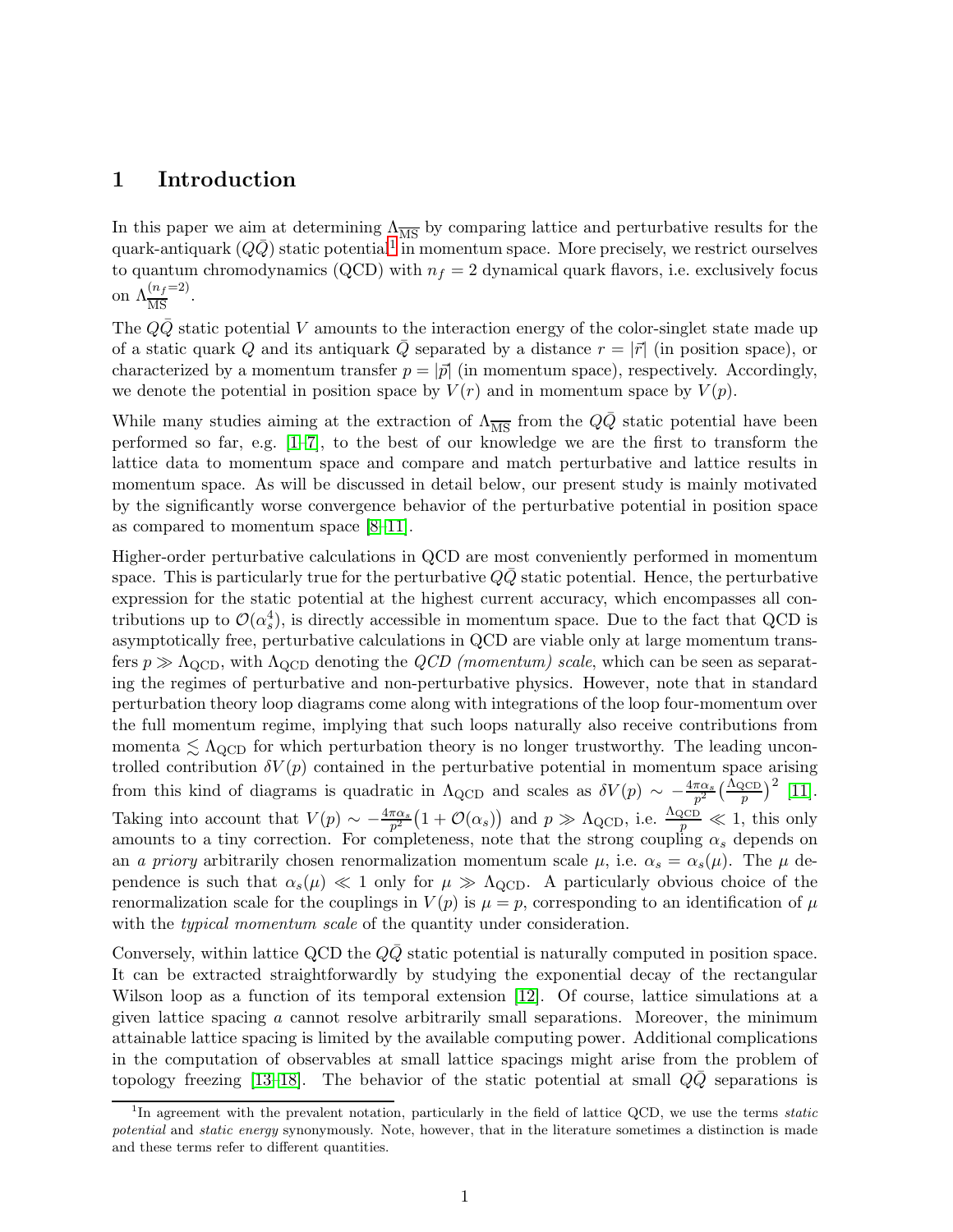## 1 Introduction

In this paper we aim at determining $\Lambda_{\overline{\rm MS}}$ by comparing lattice and perturbative results for the quark-antiquark ($Q\bar{Q}$) static potential[1] in momentum space. More precisely, we restrict ourselves to quantum chromodynamics (QCD) with $n_f = 2$ dynamical quark flavors, i.e. exclusively focus on $\Lambda_{\overline{\rm MS}}^{(n_f=2)}$.

The $Q\bar{Q}$ static potential $V$ amounts to the interaction energy of the color-singlet state made up of a static quark $Q$ and its antiquark $\bar{Q}$ separated by a distance $r = |\vec{r}|$ (in position space), or characterized by a momentum transfer $p = |\vec{p}|$ (in momentum space), respectively. Accordingly, we denote the potential in position space by $V(r)$ and in momentum space by $V(p)$.

While many studies aiming at the extraction of $\Lambda_{\overline{\rm MS}}$ from the $Q\bar{Q}$ static potential have been performed so far, e.g. [1–7], to the best of our knowledge we are the first to transform the lattice data to momentum space and compare and match perturbative and lattice results in momentum space. As will be discussed in detail below, our present study is mainly motivated by the significantly worse convergence behavior of the perturbative potential in position space as compared to momentum space [8–11].

Higher-order perturbative calculations in QCD are most conveniently performed in momentum space. This is particularly true for the perturbative $Q\bar{Q}$ static potential. Hence, the perturbative expression for the static potential at the highest current accuracy, which encompasses all contributions up to $\mathcal{O}(\alpha_s^4)$, is directly accessible in momentum space. Due to the fact that QCD is asymptotically free, perturbative calculations in QCD are viable only at large momentum transfers $p \gg \Lambda_{\rm QCD}$, with $\Lambda_{\rm QCD}$ denoting the *QCD (momentum) scale*, which can be seen as separating the regimes of perturbative and non-perturbative physics. However, note that in standard perturbation theory loop diagrams come along with integrations of the loop four-momentum over the full momentum regime, implying that such loops naturally also receive contributions from momenta $\lesssim \Lambda_{\rm QCD}$ for which perturbation theory is no longer trustworthy. The leading uncontrolled contribution $\delta V(p)$ contained in the perturbative potential in momentum space arising from this kind of diagrams is quadratic in $\Lambda_{\rm QCD}$ and scales as $\delta V(p) \sim -\frac{4\pi\alpha_s}{p^2}\big(\frac{\Lambda_{\rm QCD}}{p}\big)^2$ [11]. Taking into account that $V(p) \sim -\frac{4\pi\alpha_s}{p^2}\big(1 + \mathcal{O}(\alpha_s)\big)$ and $p \gg \Lambda_{\rm QCD}$, i.e. $\frac{\Lambda_{\rm QCD}}{p} \ll 1$, this only amounts to a tiny correction. For completeness, note that the strong coupling $\alpha_s$ depends on an *a priory* arbitrarily chosen renormalization momentum scale $\mu$, i.e. $\alpha_s = \alpha_s(\mu)$. The $\mu$ dependence is such that $\alpha_s(\mu) \ll 1$ only for $\mu \gg \Lambda_{\rm QCD}$. A particularly obvious choice of the renormalization scale for the couplings in $V(p)$ is $\mu = p$, corresponding to an identification of $\mu$ with the *typical momentum scale* of the quantity under consideration.

Conversely, within lattice QCD the $Q\bar{Q}$ static potential is naturally computed in position space. It can be extracted straightforwardly by studying the exponential decay of the rectangular Wilson loop as a function of its temporal extension [12]. Of course, lattice simulations at a given lattice spacing $a$ cannot resolve arbitrarily small separations. Moreover, the minimum attainable lattice spacing is limited by the available computing power. Additional complications in the computation of observables at small lattice spacings might arise from the problem of topology freezing [13–18]. The behavior of the static potential at small $Q\bar{Q}$ separations is

[1] In agreement with the prevalent notation, particularly in the field of lattice QCD, we use the terms *static potential* and *static energy* synonymously. Note, however, that in the literature sometimes a distinction is made and these terms refer to different quantities.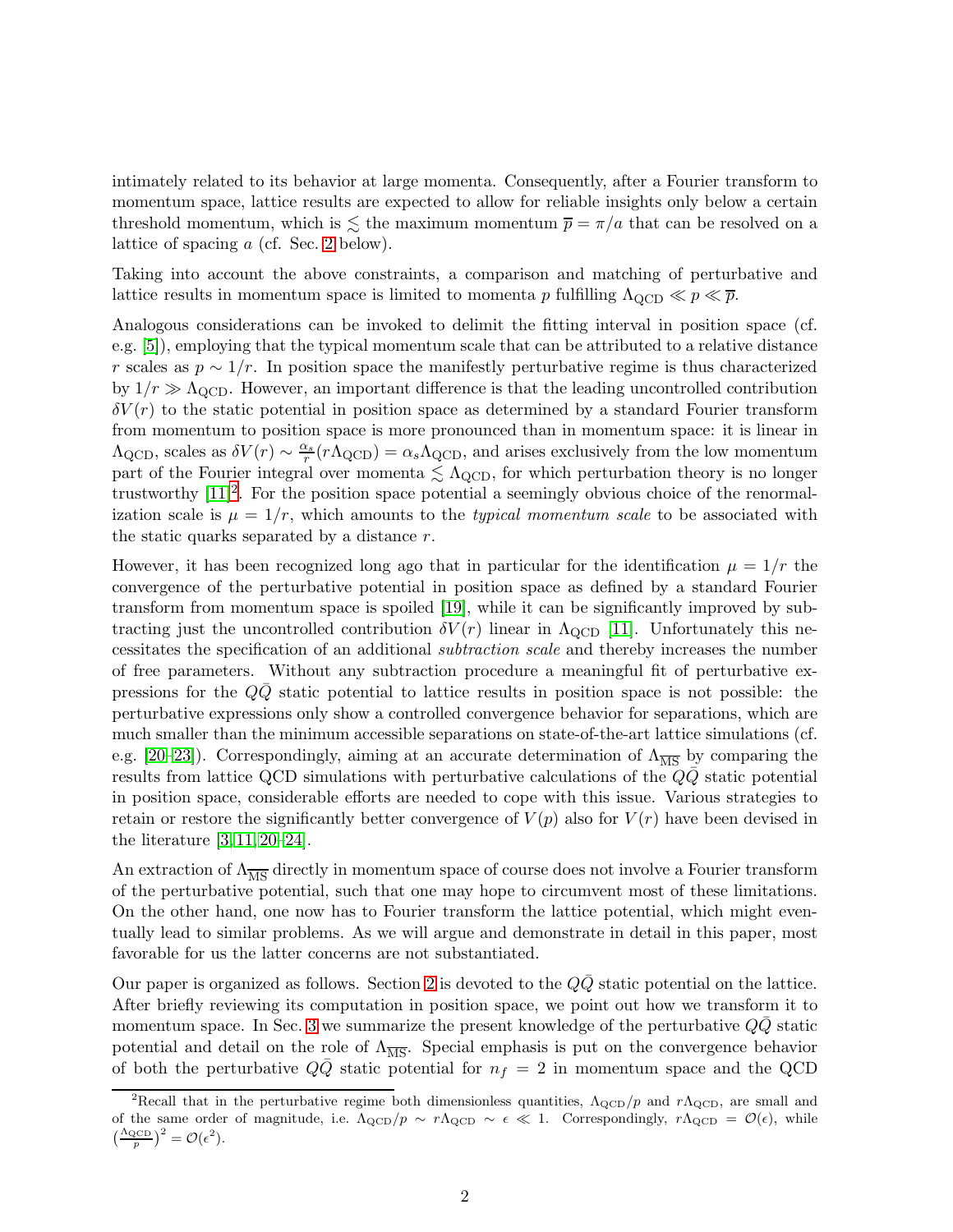intimately related to its behavior at large momenta. Consequently, after a Fourier transform to momentum space, lattice results are expected to allow for reliable insights only below a certain threshold momentum, which is $\lesssim$ the maximum momentum $\overline{p} = \pi/a$ that can be resolved on a lattice of spacing $a$ (cf. Sec. 2 below).

Taking into account the above constraints, a comparison and matching of perturbative and lattice results in momentum space is limited to momenta $p$ fulfilling $\Lambda_{\rm QCD} \ll p \ll \overline{p}$.

Analogous considerations can be invoked to delimit the fitting interval in position space (cf. e.g. [5]), employing that the typical momentum scale that can be attributed to a relative distance $r$ scales as $p \sim 1/r$. In position space the manifestly perturbative regime is thus characterized by $1/r \gg \Lambda_{\rm QCD}$. However, an important difference is that the leading uncontrolled contribution $\delta V(r)$ to the static potential in position space as determined by a standard Fourier transform from momentum to position space is more pronounced than in momentum space: it is linear in $\Lambda_{\rm QCD}$, scales as $\delta V(r) \sim \frac{\alpha_s}{r}(r\Lambda_{\rm QCD}) = \alpha_s \Lambda_{\rm QCD}$, and arises exclusively from the low momentum part of the Fourier integral over momenta $\lesssim \Lambda_{\rm QCD}$, for which perturbation theory is no longer trustworthy [11][2]. For the position space potential a seemingly obvious choice of the renormalization scale is $\mu = 1/r$, which amounts to the *typical momentum scale* to be associated with the static quarks separated by a distance $r$.

However, it has been recognized long ago that in particular for the identification $\mu = 1/r$ the convergence of the perturbative potential in position space as defined by a standard Fourier transform from momentum space is spoiled [19], while it can be significantly improved by subtracting just the uncontrolled contribution $\delta V(r)$ linear in $\Lambda_{\rm QCD}$ [11]. Unfortunately this necessitates the specification of an additional *subtraction scale* and thereby increases the number of free parameters. Without any subtraction procedure a meaningful fit of perturbative expressions for the $Q\bar{Q}$ static potential to lattice results in position space is not possible: the perturbative expressions only show a controlled convergence behavior for separations, which are much smaller than the minimum accessible separations on state-of-the-art lattice simulations (cf. e.g. [20–23]). Correspondingly, aiming at an accurate determination of $\Lambda_{\overline{\rm MS}}$ by comparing the results from lattice QCD simulations with perturbative calculations of the $Q\bar{Q}$ static potential in position space, considerable efforts are needed to cope with this issue. Various strategies to retain or restore the significantly better convergence of $V(p)$ also for $V(r)$ have been devised in the literature [3, 11, 20–24].

An extraction of $\Lambda_{\overline{\rm MS}}$ directly in momentum space of course does not involve a Fourier transform of the perturbative potential, such that one may hope to circumvent most of these limitations. On the other hand, one now has to Fourier transform the lattice potential, which might eventually lead to similar problems. As we will argue and demonstrate in detail in this paper, most favorable for us the latter concerns are not substantiated.

Our paper is organized as follows. Section 2 is devoted to the $Q\bar{Q}$ static potential on the lattice. After briefly reviewing its computation in position space, we point out how we transform it to momentum space. In Sec. 3 we summarize the present knowledge of the perturbative $Q\bar{Q}$ static potential and detail on the role of $\Lambda_{\overline{\rm MS}}$. Special emphasis is put on the convergence behavior of both the perturbative $Q\bar{Q}$ static potential for $n_f = 2$ in momentum space and the QCD

[2] Recall that in the perturbative regime both dimensionless quantities, $\Lambda_{\rm QCD}/p$ and $r\Lambda_{\rm QCD}$, are small and of the same order of magnitude, i.e. $\Lambda_{\rm QCD}/p \sim r\Lambda_{\rm QCD} \sim \epsilon \ll 1$. Correspondingly, $r\Lambda_{\rm QCD} = \mathcal{O}(\epsilon)$, while $\left(\frac{\Lambda_{\rm QCD}}{p}\right)^2 = \mathcal{O}(\epsilon^2)$.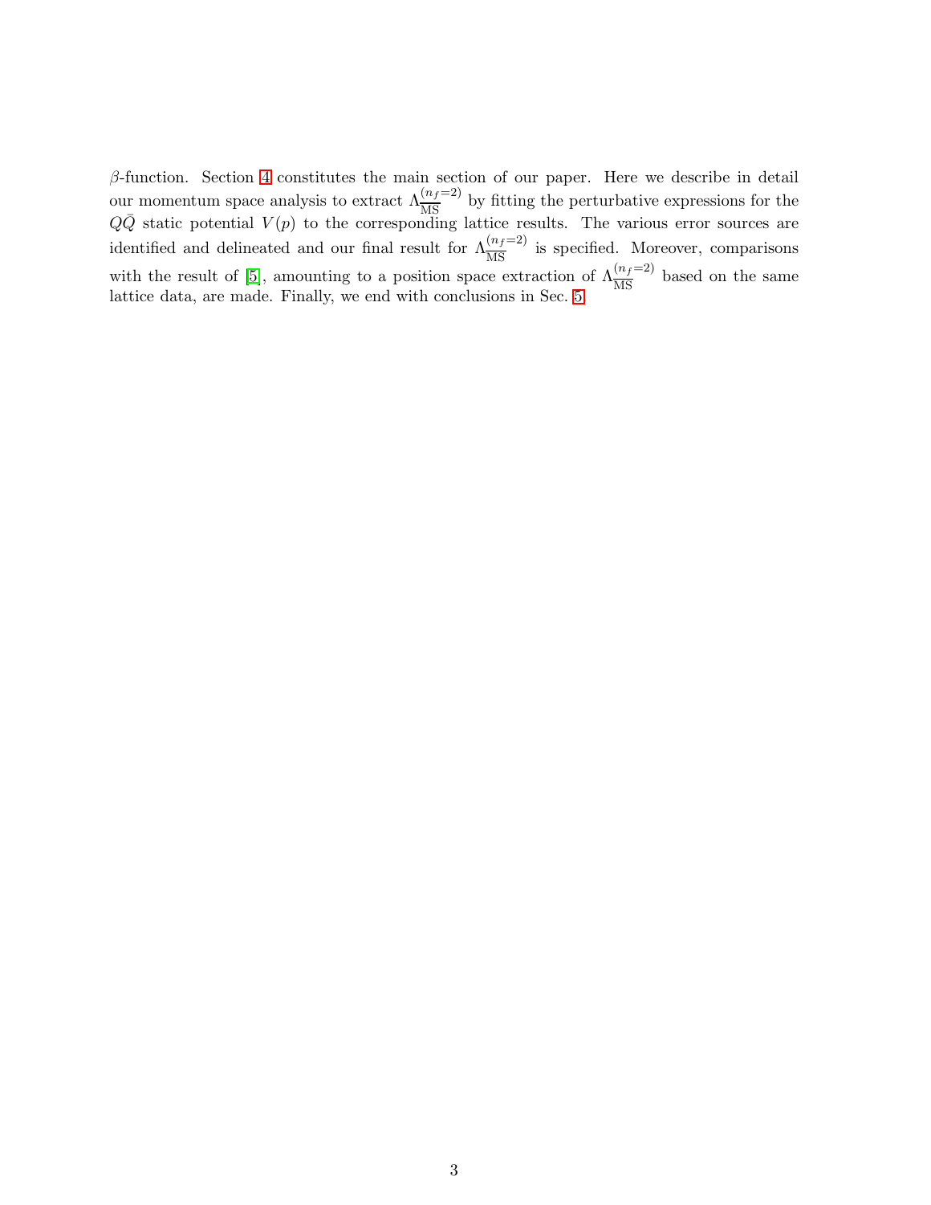$\beta$-function. Section 4 constitutes the main section of our paper. Here we describe in detail our momentum space analysis to extract $\Lambda_{\overline{\rm MS}}^{(n_f=2)}$ by fitting the perturbative expressions for the $Q\bar{Q}$ static potential $V(p)$ to the corresponding lattice results. The various error sources are identified and delineated and our final result for $\Lambda_{\overline{\rm MS}}^{(n_f=2)}$ is specified. Moreover, comparisons with the result of [5], amounting to a position space extraction of $\Lambda_{\overline{\rm MS}}^{(n_f=2)}$ based on the same lattice data, are made. Finally, we end with conclusions in Sec. 5.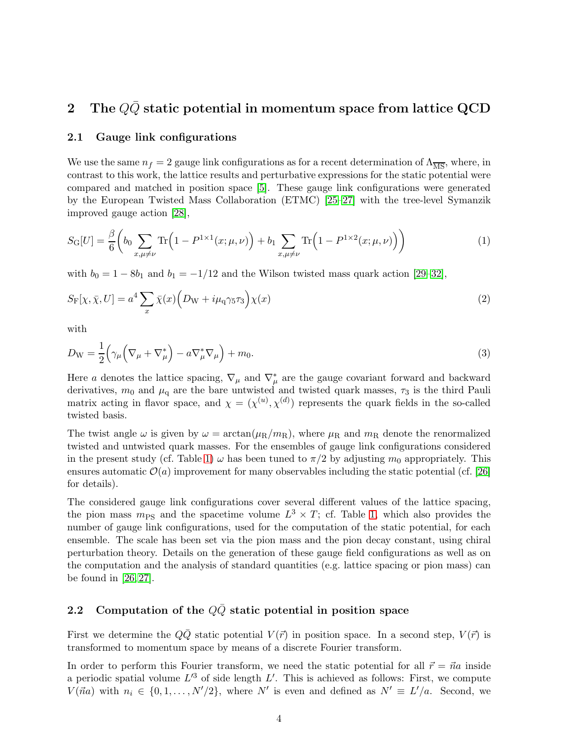## 2 The $Q\bar{Q}$ static potential in momentum space from lattice QCD

### 2.1 Gauge link configurations

We use the same $n_f = 2$ gauge link configurations as for a recent determination of $\Lambda_{\overline{\rm MS}}$, where, in contrast to this work, the lattice results and perturbative expressions for the static potential were compared and matched in position space [5]. These gauge link configurations were generated by the European Twisted Mass Collaboration (ETMC) [25–27] with the tree-level Symanzik improved gauge action [28],

$$S_{\rm G}[U] = \frac{\beta}{6}\bigg(b_0 \sum_{x,\mu\neq\nu} {\rm Tr}\Big(1 - P^{1\times1}(x;\mu,\nu)\Big) + b_1 \sum_{x,\mu\neq\nu} {\rm Tr}\Big(1 - P^{1\times2}(x;\mu,\nu)\Big)\bigg) \tag{1}$$

with $b_0 = 1 - 8b_1$ and $b_1 = -1/12$ and the Wilson twisted mass quark action [29–32],

$$S_{\rm F}[\chi,\bar{\chi},U] = a^4 \sum_x \bar{\chi}(x)\Big(D_{\rm W} + i\mu_{\rm q}\gamma_5\tau_3\Big)\chi(x) \tag{2}$$

with

$$D_{\rm W} = \frac{1}{2}\Big(\gamma_\mu\Big(\nabla_\mu + \nabla^*_\mu\Big) - a\nabla^*_\mu\nabla_\mu\Big) + m_0. \tag{3}$$

Here $a$ denotes the lattice spacing, $\nabla_\mu$ and $\nabla^*_\mu$ are the gauge covariant forward and backward derivatives, $m_0$ and $\mu_{\rm q}$ are the bare untwisted and twisted quark masses, $\tau_3$ is the third Pauli matrix acting in flavor space, and $\chi = (\chi^{(u)},\chi^{(d)})$ represents the quark fields in the so-called twisted basis.

The twist angle $\omega$ is given by $\omega = \arctan(\mu_{\rm R}/m_{\rm R})$, where $\mu_{\rm R}$ and $m_{\rm R}$ denote the renormalized twisted and untwisted quark masses. For the ensembles of gauge link configurations considered in the present study (cf. Table 1) $\omega$ has been tuned to $\pi/2$ by adjusting $m_0$ appropriately. This ensures automatic $\mathcal{O}(a)$ improvement for many observables including the static potential (cf. [26] for details).

The considered gauge link configurations cover several different values of the lattice spacing, the pion mass $m_{\rm PS}$ and the spacetime volume $L^3 \times T$; cf. Table 1, which also provides the number of gauge link configurations, used for the computation of the static potential, for each ensemble. The scale has been set via the pion mass and the pion decay constant, using chiral perturbation theory. Details on the generation of these gauge field configurations as well as on the computation and the analysis of standard quantities (e.g. lattice spacing or pion mass) can be found in [26, 27].

### 2.2 Computation of the $Q\bar{Q}$ static potential in position space

First we determine the $Q\bar{Q}$ static potential $V(\vec{r})$ in position space. In a second step, $V(\vec{r})$ is transformed to momentum space by means of a discrete Fourier transform.

In order to perform this Fourier transform, we need the static potential for all $\vec{r} = \vec{n}a$ inside a periodic spatial volume $L'^3$ of side length $L'$. This is achieved as follows: First, we compute $V(\vec{n}a)$ with $n_i \in \{0,1,\ldots,N'/2\}$, where $N'$ is even and defined as $N' \equiv L'/a$. Second, we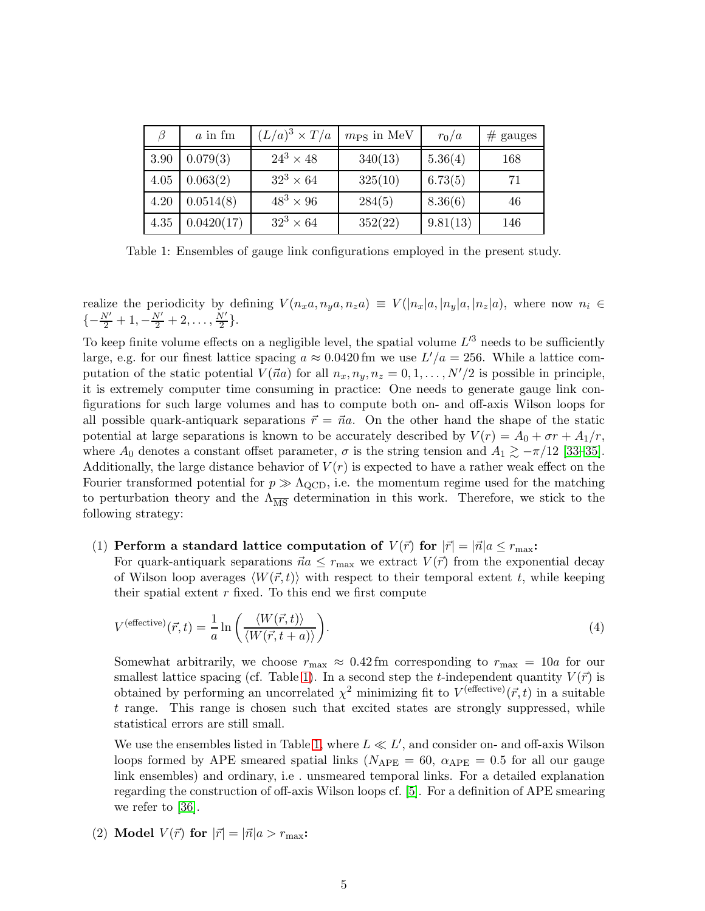| $\beta$ | $a$ in fm | $(L/a)^3 \times T/a$ | $m_{\text{PS}}$ in MeV | $r_0/a$ | # gauges |
|---|---|---|---|---|---|
| 3.90 | 0.079(3) | $24^3 \times 48$ | 340(13) | 5.36(4) | 168 |
| 4.05 | 0.063(2) | $32^3 \times 64$ | 325(10) | 6.73(5) | 71 |
| 4.20 | 0.0514(8) | $48^3 \times 96$ | 284(5) | 8.36(6) | 46 |
| 4.35 | 0.0420(17) | $32^3 \times 64$ | 352(22) | 9.81(13) | 146 |

Table 1: Ensembles of gauge link configurations employed in the present study.

realize the periodicity by defining $V(n_x a, n_y a, n_z a) \equiv V(|n_x|a, |n_y|a, |n_z|a)$, where now $n_i \in \{-\frac{N'}{2}+1, -\frac{N'}{2}+2, \ldots, \frac{N'}{2}\}$.

To keep finite volume effects on a negligible level, the spatial volume $L'^3$ needs to be sufficiently large, e.g. for our finest lattice spacing $a \approx 0.0420\,\text{fm}$ we use $L'/a = 256$. While a lattice computation of the static potential $V(\vec{n}a)$ for all $n_x, n_y, n_z = 0, 1, \ldots, N'/2$ is possible in principle, it is extremely computer time consuming in practice: One needs to generate gauge link configurations for such large volumes and has to compute both on- and off-axis Wilson loops for all possible quark-antiquark separations $\vec{r} = \vec{n}a$. On the other hand the shape of the static potential at large separations is known to be accurately described by $V(r) = A_0 + \sigma r + A_1/r$, where $A_0$ denotes a constant offset parameter, $\sigma$ is the string tension and $A_1 \gtrsim -\pi/12$ [33–35]. Additionally, the large distance behavior of $V(r)$ is expected to have a rather weak effect on the Fourier transformed potential for $p \gg \Lambda_{\text{QCD}}$, i.e. the momentum regime used for the matching to perturbation theory and the $\Lambda_{\overline{\text{MS}}}$ determination in this work. Therefore, we stick to the following strategy:

(1) **Perform a standard lattice computation of $V(\vec{r})$ for $|\vec{r}| = |\vec{n}|a \leq r_{\text{max}}$:**
For quark-antiquark separations $\vec{n}a \leq r_{\text{max}}$ we extract $V(\vec{r})$ from the exponential decay of Wilson loop averages $\langle W(\vec{r}, t)\rangle$ with respect to their temporal extent $t$, while keeping their spatial extent $r$ fixed. To this end we first compute

$$V^{(\text{effective})}(\vec{r}, t) = \frac{1}{a} \ln\left(\frac{\langle W(\vec{r}, t)\rangle}{\langle W(\vec{r}, t+a)\rangle}\right). \tag{4}$$

Somewhat arbitrarily, we choose $r_{\text{max}} \approx 0.42\,\text{fm}$ corresponding to $r_{\text{max}} = 10a$ for our smallest lattice spacing (cf. Table 1). In a second step the $t$-independent quantity $V(\vec{r})$ is obtained by performing an uncorrelated $\chi^2$ minimizing fit to $V^{(\text{effective})}(\vec{r}, t)$ in a suitable $t$ range. This range is chosen such that excited states are strongly suppressed, while statistical errors are still small.

We use the ensembles listed in Table 1, where $L \ll L'$, and consider on- and off-axis Wilson loops formed by APE smeared spatial links ($N_{\text{APE}} = 60$, $\alpha_{\text{APE}} = 0.5$ for all our gauge link ensembles) and ordinary, i.e . unsmeared temporal links. For a detailed explanation regarding the construction of off-axis Wilson loops cf. [5]. For a definition of APE smearing we refer to [36].

(2) **Model $V(\vec{r})$ for $|\vec{r}| = |\vec{n}|a > r_{\text{max}}$:**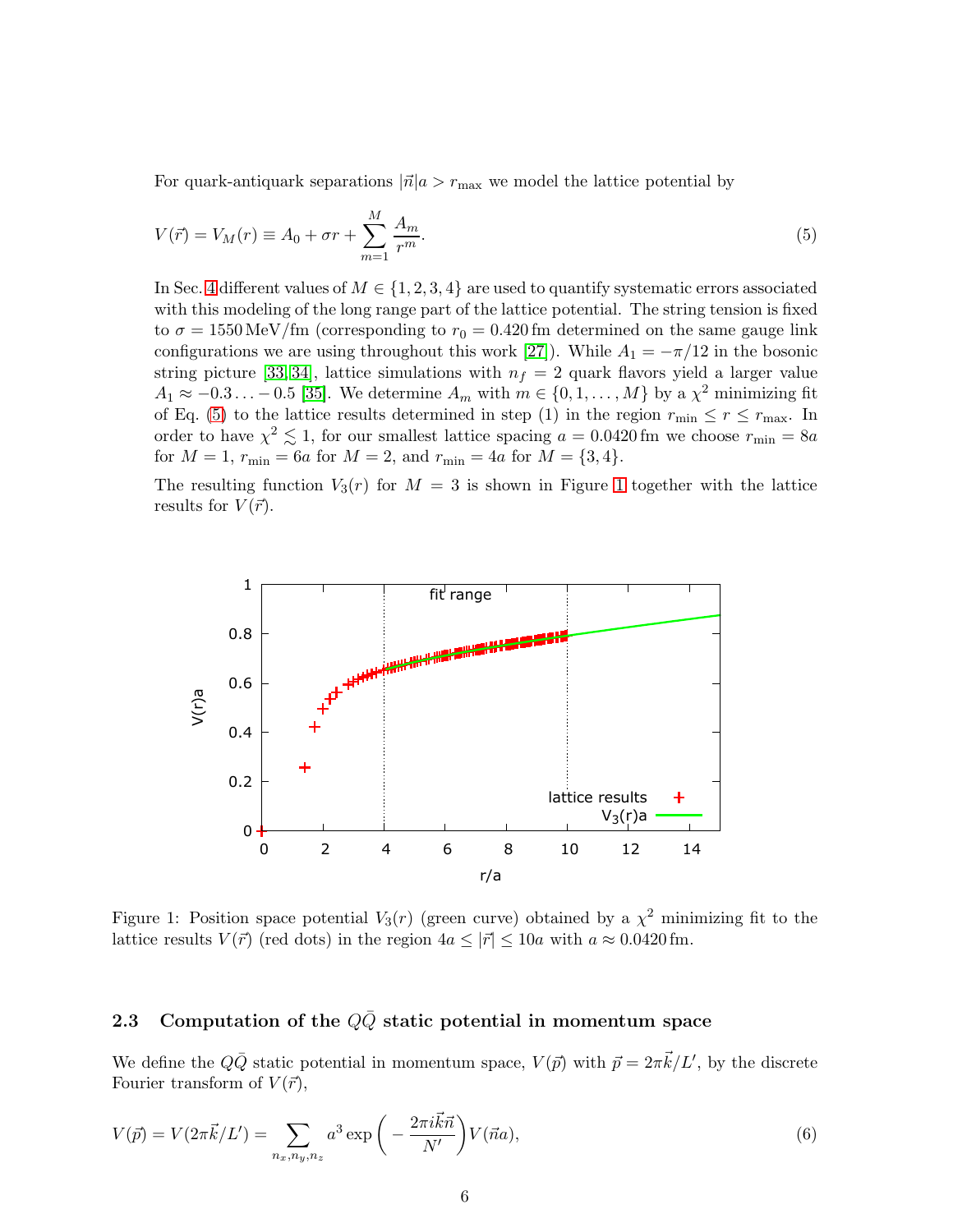For quark-antiquark separations $|\vec{n}|a > r_{\mathrm{max}}$ we model the lattice potential by

$$V(\vec{r}) = V_M(r) \equiv A_0 + \sigma r + \sum_{m=1}^{M} \frac{A_m}{r^m}. \tag{5}$$

In Sec. 4 different values of $M \in \{1, 2, 3, 4\}$ are used to quantify systematic errors associated with this modeling of the long range part of the lattice potential. The string tension is fixed to $\sigma = 1550\,\mathrm{MeV/fm}$ (corresponding to $r_0 = 0.420\,\mathrm{fm}$ determined on the same gauge link configurations we are using throughout this work [27]). While $A_1 = -\pi/12$ in the bosonic string picture [33, 34], lattice simulations with $n_f = 2$ quark flavors yield a larger value $A_1 \approx -0.3 \ldots -0.5$ [35]. We determine $A_m$ with $m \in \{0, 1, \ldots, M\}$ by a $\chi^2$ minimizing fit of Eq. (5) to the lattice results determined in step (1) in the region $r_{\mathrm{min}} \leq r \leq r_{\mathrm{max}}$. In order to have $\chi^2 \lesssim 1$, for our smallest lattice spacing $a = 0.0420\,\mathrm{fm}$ we choose $r_{\mathrm{min}} = 8a$ for $M = 1$, $r_{\mathrm{min}} = 6a$ for $M = 2$, and $r_{\mathrm{min}} = 4a$ for $M = \{3, 4\}$.

The resulting function $V_3(r)$ for $M = 3$ is shown in Figure 1 together with the lattice results for $V(\vec{r})$.

Figure 1: Position space potential $V_3(r)$ (green curve) obtained by a $\chi^2$ minimizing fit to the lattice results $V(\vec{r})$ (red dots) in the region $4a \leq |\vec{r}| \leq 10a$ with $a \approx 0.0420\,\mathrm{fm}$.

### 2.3 Computation of the $Q\bar{Q}$ static potential in momentum space

We define the $Q\bar{Q}$ static potential in momentum space, $V(\vec{p})$ with $\vec{p} = 2\pi\vec{k}/L'$, by the discrete Fourier transform of $V(\vec{r})$,

$$V(\vec{p}) = V(2\pi\vec{k}/L') = \sum_{n_x, n_y, n_z} a^3 \exp\left(-\frac{2\pi i \vec{k}\vec{n}}{N'}\right) V(\vec{n}a), \tag{6}$$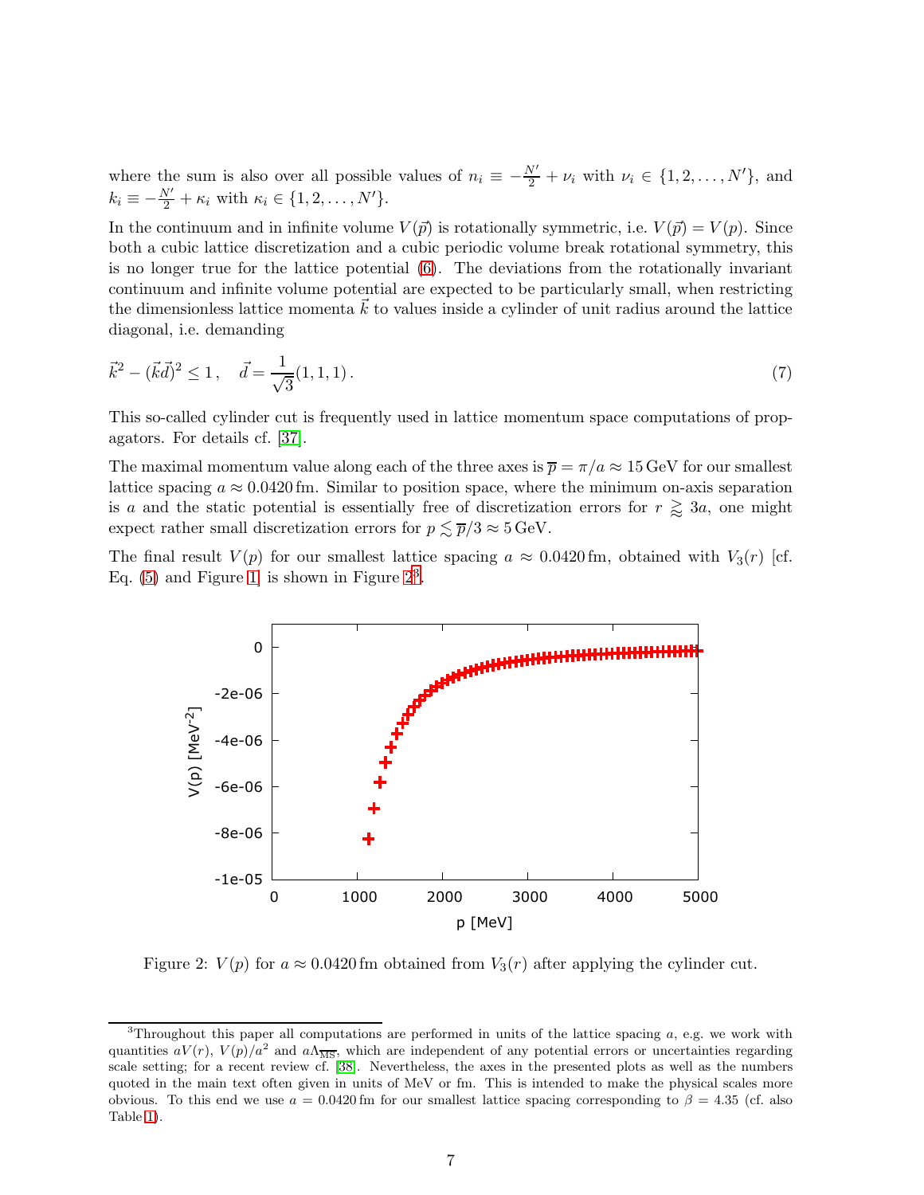where the sum is also over all possible values of $n_i \equiv -\frac{N'}{2} + \nu_i$ with $\nu_i \in \{1, 2, \ldots, N'\}$, and $k_i \equiv -\frac{N'}{2} + \kappa_i$ with $\kappa_i \in \{1, 2, \ldots, N'\}$.

In the continuum and in infinite volume $V(\vec{p})$ is rotationally symmetric, i.e. $V(\vec{p}) = V(p)$. Since both a cubic lattice discretization and a cubic periodic volume break rotational symmetry, this is no longer true for the lattice potential (6). The deviations from the rotationally invariant continuum and infinite volume potential are expected to be particularly small, when restricting the dimensionless lattice momenta $\vec{k}$ to values inside a cylinder of unit radius around the lattice diagonal, i.e. demanding

$$\vec{k}^2 - (\vec{k}\vec{d})^2 \leq 1 \, , \quad \vec{d} = \frac{1}{\sqrt{3}}(1, 1, 1) \, . \tag{7}$$

This so-called cylinder cut is frequently used in lattice momentum space computations of propagators. For details cf. [37].

The maximal momentum value along each of the three axes is $\overline{p} = \pi/a \approx 15\,\text{GeV}$ for our smallest lattice spacing $a \approx 0.0420\,\text{fm}$. Similar to position space, where the minimum on-axis separation is $a$ and the static potential is essentially free of discretization errors for $r \gtrsim 3a$, one might expect rather small discretization errors for $p \lesssim \overline{p}/3 \approx 5\,\text{GeV}$.

The final result $V(p)$ for our smallest lattice spacing $a \approx 0.0420\,\text{fm}$, obtained with $V_3(r)$ [cf. Eq. (5) and Figure 1] is shown in Figure 2[3].

Figure 2: $V(p)$ for $a \approx 0.0420\,\text{fm}$ obtained from $V_3(r)$ after applying the cylinder cut.

---

[3] Throughout this paper all computations are performed in units of the lattice spacing $a$, e.g. we work with quantities $aV(r)$, $V(p)/a^2$ and $a\Lambda_{\overline{\text{MS}}}$, which are independent of any potential errors or uncertainties regarding scale setting; for a recent review cf. [38]. Nevertheless, the axes in the presented plots as well as the numbers quoted in the main text often given in units of MeV or fm. This is intended to make the physical scales more obvious. To this end we use $a = 0.0420\,\text{fm}$ for our smallest lattice spacing corresponding to $\beta = 4.35$ (cf. also Table 1).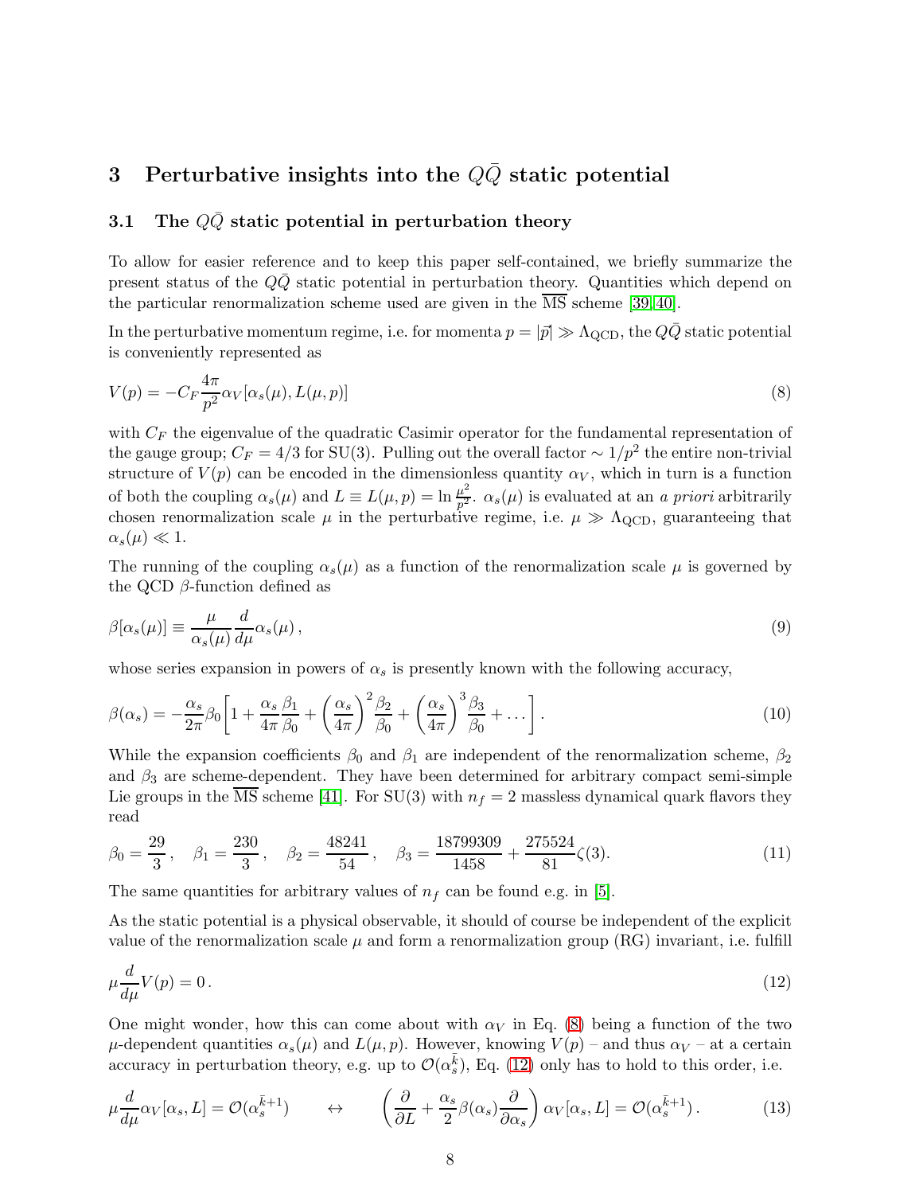## 3 Perturbative insights into the $Q\bar{Q}$ static potential

### 3.1 The $Q\bar{Q}$ static potential in perturbation theory

To allow for easier reference and to keep this paper self-contained, we briefly summarize the present status of the $Q\bar{Q}$ static potential in perturbation theory. Quantities which depend on the particular renormalization scheme used are given in the $\overline{\text{MS}}$ scheme [39, 40].

In the perturbative momentum regime, i.e. for momenta $p = |\vec{p}| \gg \Lambda_{\text{QCD}}$, the $Q\bar{Q}$ static potential is conveniently represented as

$$V(p) = -C_F \frac{4\pi}{p^2} \alpha_V[\alpha_s(\mu), L(\mu, p)] \tag{8}$$

with $C_F$ the eigenvalue of the quadratic Casimir operator for the fundamental representation of the gauge group; $C_F = 4/3$ for SU(3). Pulling out the overall factor $\sim 1/p^2$ the entire non-trivial structure of $V(p)$ can be encoded in the dimensionless quantity $\alpha_V$, which in turn is a function of both the coupling $\alpha_s(\mu)$ and $L \equiv L(\mu, p) = \ln \frac{\mu^2}{p^2}$. $\alpha_s(\mu)$ is evaluated at an *a priori* arbitrarily chosen renormalization scale $\mu$ in the perturbative regime, i.e. $\mu \gg \Lambda_{\text{QCD}}$, guaranteeing that $\alpha_s(\mu) \ll 1$.

The running of the coupling $\alpha_s(\mu)$ as a function of the renormalization scale $\mu$ is governed by the QCD $\beta$-function defined as

$$\beta[\alpha_s(\mu)] \equiv \frac{\mu}{\alpha_s(\mu)} \frac{d}{d\mu} \alpha_s(\mu), \tag{9}$$

whose series expansion in powers of $\alpha_s$ is presently known with the following accuracy,

$$\beta(\alpha_s) = -\frac{\alpha_s}{2\pi} \beta_0 \left[ 1 + \frac{\alpha_s}{4\pi} \frac{\beta_1}{\beta_0} + \left( \frac{\alpha_s}{4\pi} \right)^2 \frac{\beta_2}{\beta_0} + \left( \frac{\alpha_s}{4\pi} \right)^3 \frac{\beta_3}{\beta_0} + \ldots \right]. \tag{10}$$

While the expansion coefficients $\beta_0$ and $\beta_1$ are independent of the renormalization scheme, $\beta_2$ and $\beta_3$ are scheme-dependent. They have been determined for arbitrary compact semi-simple Lie groups in the $\overline{\text{MS}}$ scheme [41]. For SU(3) with $n_f = 2$ massless dynamical quark flavors they read

$$\beta_0 = \frac{29}{3}, \quad \beta_1 = \frac{230}{3}, \quad \beta_2 = \frac{48241}{54}, \quad \beta_3 = \frac{18799309}{1458} + \frac{275524}{81} \zeta(3). \tag{11}$$

The same quantities for arbitrary values of $n_f$ can be found e.g. in [5].

As the static potential is a physical observable, it should of course be independent of the explicit value of the renormalization scale $\mu$ and form a renormalization group (RG) invariant, i.e. fulfill

$$\mu \frac{d}{d\mu} V(p) = 0. \tag{12}$$

One might wonder, how this can come about with $\alpha_V$ in Eq. (8) being a function of the two $\mu$-dependent quantities $\alpha_s(\mu)$ and $L(\mu, p)$. However, knowing $V(p)$ – and thus $\alpha_V$ – at a certain accuracy in perturbation theory, e.g. up to $\mathcal{O}(\alpha_s^{\bar{k}})$, Eq. (12) only has to hold to this order, i.e.

$$\mu \frac{d}{d\mu} \alpha_V[\alpha_s, L] = \mathcal{O}(\alpha_s^{\bar{k}+1}) \qquad \leftrightarrow \qquad \left( \frac{\partial}{\partial L} + \frac{\alpha_s}{2} \beta(\alpha_s) \frac{\partial}{\partial \alpha_s} \right) \alpha_V[\alpha_s, L] = \mathcal{O}(\alpha_s^{\bar{k}+1}). \tag{13}$$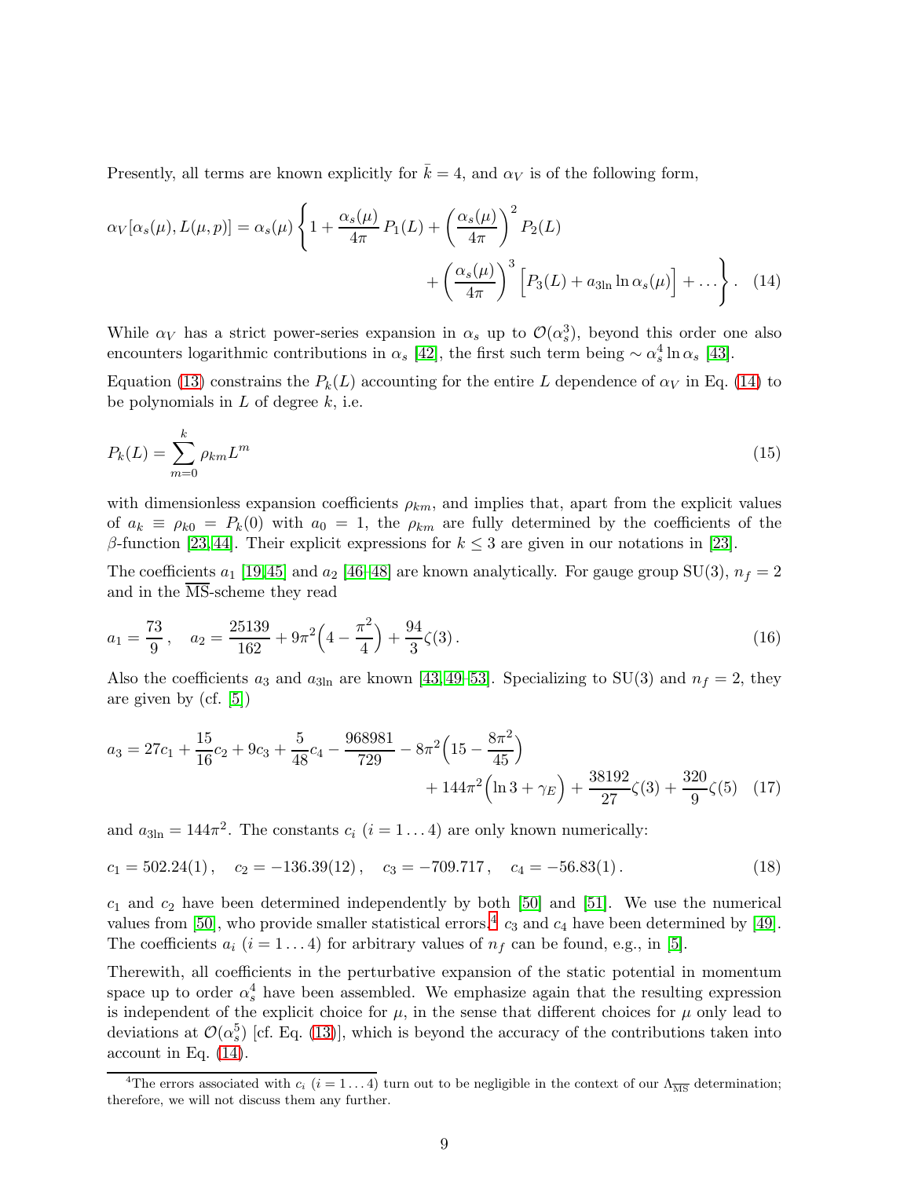Presently, all terms are known explicitly for $\bar{k} = 4$, and $\alpha_V$ is of the following form,

$$\alpha_V[\alpha_s(\mu), L(\mu, p)] = \alpha_s(\mu) \left\{ 1 + \frac{\alpha_s(\mu)}{4\pi} P_1(L) + \left(\frac{\alpha_s(\mu)}{4\pi}\right)^2 P_2(L) + \left(\frac{\alpha_s(\mu)}{4\pi}\right)^3 \Big[ P_3(L) + a_{3\ln} \ln \alpha_s(\mu) \Big] + \dots \right\}. \quad (14)$$

While $\alpha_V$ has a strict power-series expansion in $\alpha_s$ up to $\mathcal{O}(\alpha_s^3)$, beyond this order one also encounters logarithmic contributions in $\alpha_s$ [42], the first such term being $\sim \alpha_s^4 \ln \alpha_s$ [43].

Equation (13) constrains the $P_k(L)$ accounting for the entire $L$ dependence of $\alpha_V$ in Eq. (14) to be polynomials in $L$ of degree $k$, i.e.

$$P_k(L) = \sum_{m=0}^{k} \rho_{km} L^m \quad (15)$$

with dimensionless expansion coefficients $\rho_{km}$, and implies that, apart from the explicit values of $a_k \equiv \rho_{k0} = P_k(0)$ with $a_0 = 1$, the $\rho_{km}$ are fully determined by the coefficients of the $\beta$-function [23,44]. Their explicit expressions for $k \leq 3$ are given in our notations in [23].

The coefficients $a_1$ [19,45] and $a_2$ [46–48] are known analytically. For gauge group SU(3), $n_f = 2$ and in the $\overline{\text{MS}}$-scheme they read

$$a_1 = \frac{73}{9}, \quad a_2 = \frac{25139}{162} + 9\pi^2\Big(4 - \frac{\pi^2}{4}\Big) + \frac{94}{3}\zeta(3). \quad (16)$$

Also the coefficients $a_3$ and $a_{3\ln}$ are known [43,49–53]. Specializing to SU(3) and $n_f = 2$, they are given by (cf. [5])

$$a_3 = 27c_1 + \frac{15}{16}c_2 + 9c_3 + \frac{5}{48}c_4 - \frac{968981}{729} - 8\pi^2\Big(15 - \frac{8\pi^2}{45}\Big) + 144\pi^2\Big(\ln 3 + \gamma_E\Big) + \frac{38192}{27}\zeta(3) + \frac{320}{9}\zeta(5) \quad (17)$$

and $a_{3\ln} = 144\pi^2$. The constants $c_i$ $(i = 1 \dots 4)$ are only known numerically:

$$c_1 = 502.24(1), \quad c_2 = -136.39(12), \quad c_3 = -709.717, \quad c_4 = -56.83(1). \quad (18)$$

$c_1$ and $c_2$ have been determined independently by both [50] and [51]. We use the numerical values from [50], who provide smaller statistical errors.[4] $c_3$ and $c_4$ have been determined by [49]. The coefficients $a_i$ $(i = 1 \dots 4)$ for arbitrary values of $n_f$ can be found, e.g., in [5].

Therewith, all coefficients in the perturbative expansion of the static potential in momentum space up to order $\alpha_s^4$ have been assembled. We emphasize again that the resulting expression is independent of the explicit choice for $\mu$, in the sense that different choices for $\mu$ only lead to deviations at $\mathcal{O}(\alpha_s^5)$ [cf. Eq. (13)], which is beyond the accuracy of the contributions taken into account in Eq. (14).

[4] The errors associated with $c_i$ $(i = 1 \dots 4)$ turn out to be negligible in the context of our $\Lambda_{\overline{\text{MS}}}$ determination; therefore, we will not discuss them any further.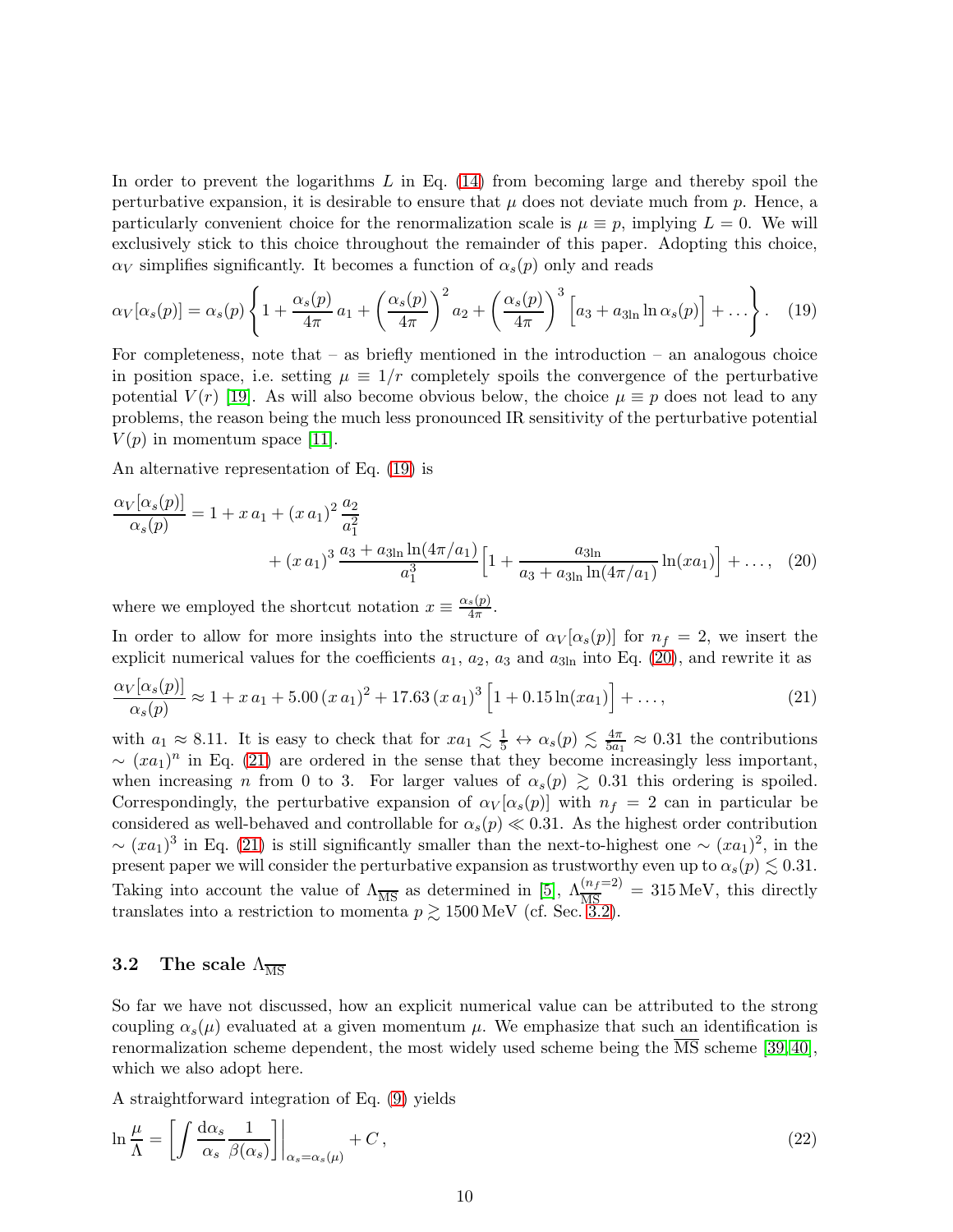In order to prevent the logarithms $L$ in Eq. (14) from becoming large and thereby spoil the perturbative expansion, it is desirable to ensure that $\mu$ does not deviate much from $p$. Hence, a particularly convenient choice for the renormalization scale is $\mu \equiv p$, implying $L = 0$. We will exclusively stick to this choice throughout the remainder of this paper. Adopting this choice, $\alpha_V$ simplifies significantly. It becomes a function of $\alpha_s(p)$ only and reads

$$\alpha_V[\alpha_s(p)] = \alpha_s(p) \left\{ 1 + \frac{\alpha_s(p)}{4\pi} a_1 + \left(\frac{\alpha_s(p)}{4\pi}\right)^2 a_2 + \left(\frac{\alpha_s(p)}{4\pi}\right)^3 \Big[a_3 + a_{3\ln} \ln \alpha_s(p)\Big] + \ldots \right\}. \quad (19)$$

For completeness, note that – as briefly mentioned in the introduction – an analogous choice in position space, i.e. setting $\mu \equiv 1/r$ completely spoils the convergence of the perturbative potential $V(r)$ [19]. As will also become obvious below, the choice $\mu \equiv p$ does not lead to any problems, the reason being the much less pronounced IR sensitivity of the perturbative potential $V(p)$ in momentum space [11].

An alternative representation of Eq. (19) is

$$\frac{\alpha_V[\alpha_s(p)]}{\alpha_s(p)} = 1 + x\, a_1 + (x\, a_1)^2 \, \frac{a_2}{a_1^2} + (x\, a_1)^3 \, \frac{a_3 + a_{3\ln} \ln(4\pi/a_1)}{a_1^3} \Big[1 + \frac{a_{3\ln}}{a_3 + a_{3\ln} \ln(4\pi/a_1)} \ln(x a_1)\Big] + \ldots, \quad (20)$$

where we employed the shortcut notation $x \equiv \frac{\alpha_s(p)}{4\pi}$.

In order to allow for more insights into the structure of $\alpha_V[\alpha_s(p)]$ for $n_f = 2$, we insert the explicit numerical values for the coefficients $a_1$, $a_2$, $a_3$ and $a_{3\ln}$ into Eq. (20), and rewrite it as

$$\frac{\alpha_V[\alpha_s(p)]}{\alpha_s(p)} \approx 1 + x\, a_1 + 5.00\,(x\, a_1)^2 + 17.63\,(x\, a_1)^3 \Big[1 + 0.15 \ln(x a_1)\Big] + \ldots, \quad (21)$$

with $a_1 \approx 8.11$. It is easy to check that for $x a_1 \lesssim \frac{1}{5} \leftrightarrow \alpha_s(p) \lesssim \frac{4\pi}{5 a_1} \approx 0.31$ the contributions $\sim (x a_1)^n$ in Eq. (21) are ordered in the sense that they become increasingly less important, when increasing $n$ from 0 to 3. For larger values of $\alpha_s(p) \gtrsim 0.31$ this ordering is spoiled. Correspondingly, the perturbative expansion of $\alpha_V[\alpha_s(p)]$ with $n_f = 2$ can in particular be considered as well-behaved and controllable for $\alpha_s(p) \ll 0.31$. As the highest order contribution $\sim (x a_1)^3$ in Eq. (21) is still significantly smaller than the next-to-highest one $\sim (x a_1)^2$, in the present paper we will consider the perturbative expansion as trustworthy even up to $\alpha_s(p) \lesssim 0.31$. Taking into account the value of $\Lambda_{\overline{\rm MS}}$ as determined in [5], $\Lambda_{\overline{\rm MS}}^{(n_f=2)} = 315\,{\rm MeV}$, this directly translates into a restriction to momenta $p \gtrsim 1500\,{\rm MeV}$ (cf. Sec. 3.2).

### 3.2 The scale $\Lambda_{\overline{\rm MS}}$

So far we have not discussed, how an explicit numerical value can be attributed to the strong coupling $\alpha_s(\mu)$ evaluated at a given momentum $\mu$. We emphasize that such an identification is renormalization scheme dependent, the most widely used scheme being the $\overline{\rm MS}$ scheme [39, 40], which we also adopt here.

A straightforward integration of Eq. (9) yields

$$\ln \frac{\mu}{\Lambda} = \left[ \int \frac{{\rm d}\alpha_s}{\alpha_s} \frac{1}{\beta(\alpha_s)} \right] \Bigg|_{\alpha_s = \alpha_s(\mu)} + C\,, \quad (22)$$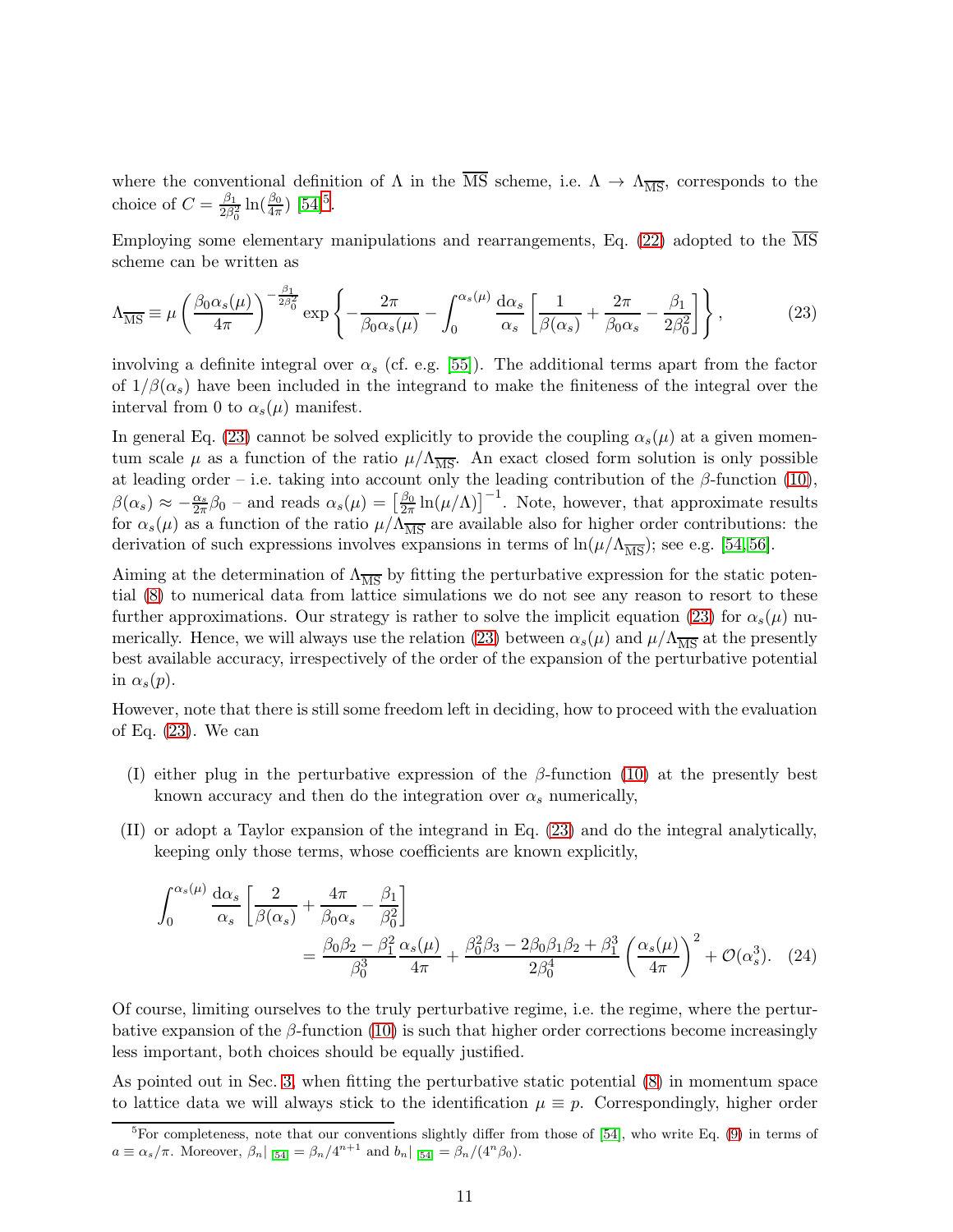where the conventional definition of $\Lambda$ in the $\overline{\rm MS}$ scheme, i.e. $\Lambda \to \Lambda_{\overline{\rm MS}}$, corresponds to the choice of $C = \frac{\beta_1}{2\beta_0^2}\ln(\frac{\beta_0}{4\pi})$ [54][5].

Employing some elementary manipulations and rearrangements, Eq. (22) adopted to the $\overline{\rm MS}$ scheme can be written as

$$\Lambda_{\overline{\rm MS}} \equiv \mu \left(\frac{\beta_0 \alpha_s(\mu)}{4\pi}\right)^{-\frac{\beta_1}{2\beta_0^2}} \exp\left\{-\frac{2\pi}{\beta_0\alpha_s(\mu)} - \int_0^{\alpha_s(\mu)} \frac{{\rm d}\alpha_s}{\alpha_s}\left[\frac{1}{\beta(\alpha_s)} + \frac{2\pi}{\beta_0\alpha_s} - \frac{\beta_1}{2\beta_0^2}\right]\right\}, \tag{23}$$

involving a definite integral over $\alpha_s$ (cf. e.g. [55]). The additional terms apart from the factor of $1/\beta(\alpha_s)$ have been included in the integrand to make the finiteness of the integral over the interval from 0 to $\alpha_s(\mu)$ manifest.

In general Eq. (23) cannot be solved explicitly to provide the coupling $\alpha_s(\mu)$ at a given momentum scale $\mu$ as a function of the ratio $\mu/\Lambda_{\overline{\rm MS}}$. An exact closed form solution is only possible at leading order – i.e. taking into account only the leading contribution of the $\beta$-function (10), $\beta(\alpha_s) \approx -\frac{\alpha_s}{2\pi}\beta_0$ – and reads $\alpha_s(\mu) = \left[\frac{\beta_0}{2\pi}\ln(\mu/\Lambda)\right]^{-1}$. Note, however, that approximate results for $\alpha_s(\mu)$ as a function of the ratio $\mu/\Lambda_{\overline{\rm MS}}$ are available also for higher order contributions: the derivation of such expressions involves expansions in terms of $\ln(\mu/\Lambda_{\overline{\rm MS}})$; see e.g. [54,56].

Aiming at the determination of $\Lambda_{\overline{\rm MS}}$ by fitting the perturbative expression for the static potential (8) to numerical data from lattice simulations we do not see any reason to resort to these further approximations. Our strategy is rather to solve the implicit equation (23) for $\alpha_s(\mu)$ numerically. Hence, we will always use the relation (23) between $\alpha_s(\mu)$ and $\mu/\Lambda_{\overline{\rm MS}}$ at the presently best available accuracy, irrespectively of the order of the expansion of the perturbative potential in $\alpha_s(p)$.

However, note that there is still some freedom left in deciding, how to proceed with the evaluation of Eq. (23). We can

(I) either plug in the perturbative expression of the $\beta$-function (10) at the presently best known accuracy and then do the integration over $\alpha_s$ numerically,

(II) or adopt a Taylor expansion of the integrand in Eq. (23) and do the integral analytically, keeping only those terms, whose coefficients are known explicitly,

$$\int_0^{\alpha_s(\mu)} \frac{{\rm d}\alpha_s}{\alpha_s}\left[\frac{2}{\beta(\alpha_s)} + \frac{4\pi}{\beta_0\alpha_s} - \frac{\beta_1}{\beta_0^2}\right] = \frac{\beta_0\beta_2 - \beta_1^2}{\beta_0^3}\frac{\alpha_s(\mu)}{4\pi} + \frac{\beta_0^2\beta_3 - 2\beta_0\beta_1\beta_2 + \beta_1^3}{2\beta_0^4}\left(\frac{\alpha_s(\mu)}{4\pi}\right)^2 + \mathcal{O}(\alpha_s^3). \tag{24}$$

Of course, limiting ourselves to the truly perturbative regime, i.e. the regime, where the perturbative expansion of the $\beta$-function (10) is such that higher order corrections become increasingly less important, both choices should be equally justified.

As pointed out in Sec. 3, when fitting the perturbative static potential (8) in momentum space to lattice data we will always stick to the identification $\mu \equiv p$. Correspondingly, higher order

[5] For completeness, note that our conventions slightly differ from those of [54], who write Eq. (9) in terms of $a \equiv \alpha_s/\pi$. Moreover, $\beta_n|_{[54]} = \beta_n/4^{n+1}$ and $b_n|_{[54]} = \beta_n/(4^n\beta_0)$.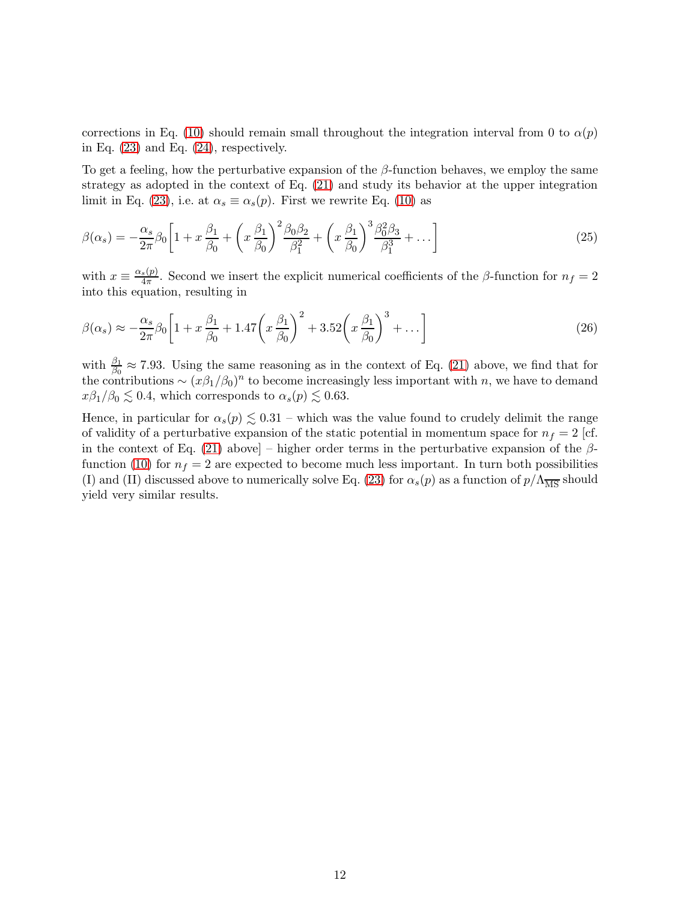corrections in Eq. (10) should remain small throughout the integration interval from 0 to $\alpha(p)$ in Eq. (23) and Eq. (24), respectively.

To get a feeling, how the perturbative expansion of the $\beta$-function behaves, we employ the same strategy as adopted in the context of Eq. (21) and study its behavior at the upper integration limit in Eq. (23), i.e. at $\alpha_s \equiv \alpha_s(p)$. First we rewrite Eq. (10) as

$$\beta(\alpha_s) = -\frac{\alpha_s}{2\pi}\beta_0\left[1 + x\,\frac{\beta_1}{\beta_0} + \left(x\,\frac{\beta_1}{\beta_0}\right)^2\frac{\beta_0\beta_2}{\beta_1^2} + \left(x\,\frac{\beta_1}{\beta_0}\right)^3\frac{\beta_0^2\beta_3}{\beta_1^3} + \ldots\right] \tag{25}$$

with $x \equiv \frac{\alpha_s(p)}{4\pi}$. Second we insert the explicit numerical coefficients of the $\beta$-function for $n_f = 2$ into this equation, resulting in

$$\beta(\alpha_s) \approx -\frac{\alpha_s}{2\pi}\beta_0\left[1 + x\,\frac{\beta_1}{\beta_0} + 1.47\left(x\,\frac{\beta_1}{\beta_0}\right)^2 + 3.52\left(x\,\frac{\beta_1}{\beta_0}\right)^3 + \ldots\right] \tag{26}$$

with $\frac{\beta_1}{\beta_0} \approx 7.93$. Using the same reasoning as in the context of Eq. (21) above, we find that for the contributions $\sim (x\beta_1/\beta_0)^n$ to become increasingly less important with $n$, we have to demand $x\beta_1/\beta_0 \lesssim 0.4$, which corresponds to $\alpha_s(p) \lesssim 0.63$.

Hence, in particular for $\alpha_s(p) \lesssim 0.31$ – which was the value found to crudely delimit the range of validity of a perturbative expansion of the static potential in momentum space for $n_f = 2$ [cf. in the context of Eq. (21) above] – higher order terms in the perturbative expansion of the $\beta$-function (10) for $n_f = 2$ are expected to become much less important. In turn both possibilities (I) and (II) discussed above to numerically solve Eq. (23) for $\alpha_s(p)$ as a function of $p/\Lambda_{\overline{\rm MS}}$ should yield very similar results.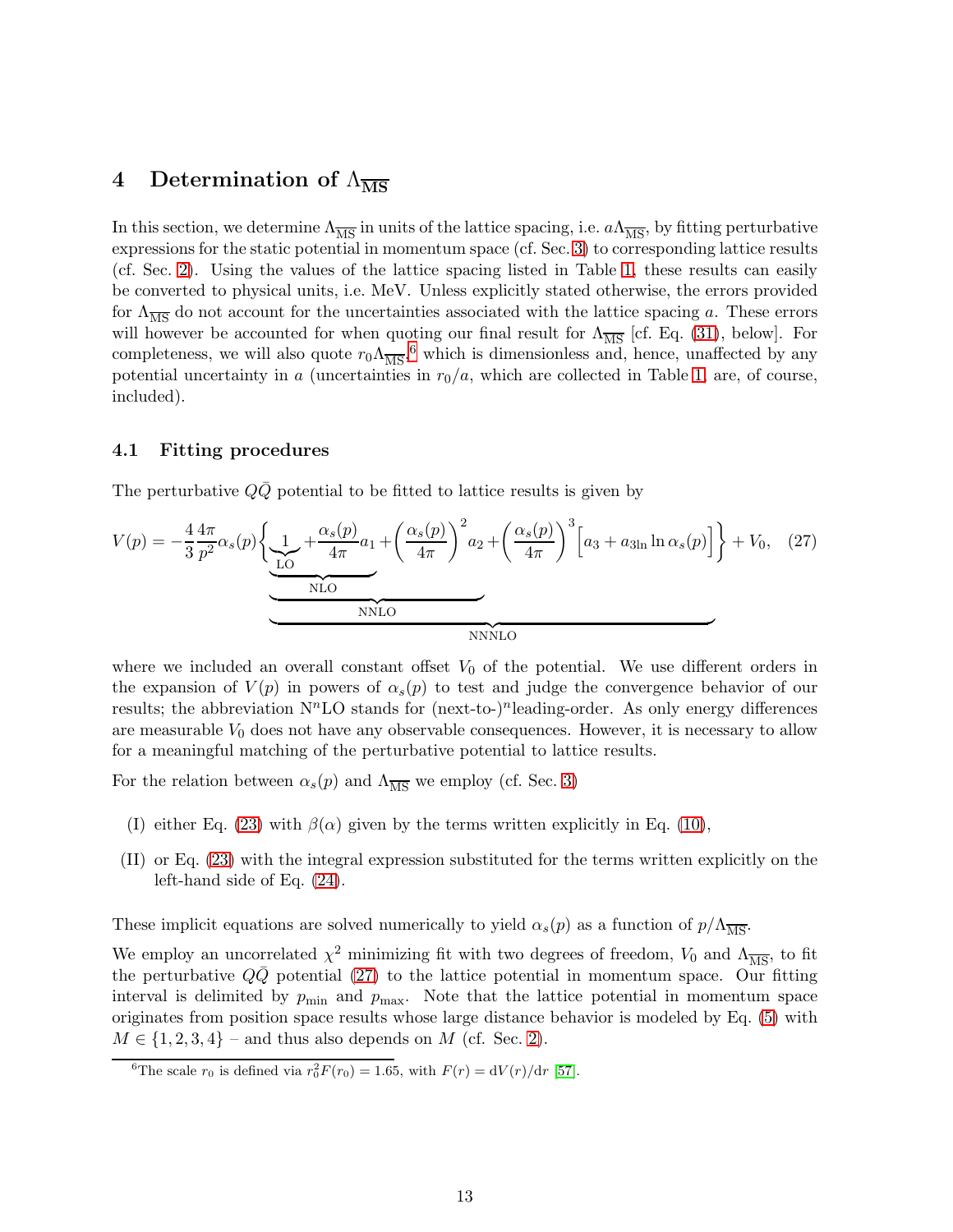# 4 Determination of $\Lambda_{\overline{\text{MS}}}$

In this section, we determine $\Lambda_{\overline{\text{MS}}}$ in units of the lattice spacing, i.e. $a\Lambda_{\overline{\text{MS}}}$, by fitting perturbative expressions for the static potential in momentum space (cf. Sec. 3) to corresponding lattice results (cf. Sec. 2). Using the values of the lattice spacing listed in Table 1, these results can easily be converted to physical units, i.e. MeV. Unless explicitly stated otherwise, the errors provided for $\Lambda_{\overline{\text{MS}}}$ do not account for the uncertainties associated with the lattice spacing $a$. These errors will however be accounted for when quoting our final result for $\Lambda_{\overline{\text{MS}}}$ [cf. Eq. (31), below]. For completeness, we will also quote $r_0\Lambda_{\overline{\text{MS}}}$,[6] which is dimensionless and, hence, unaffected by any potential uncertainty in $a$ (uncertainties in $r_0/a$, which are collected in Table 1, are, of course, included).

## 4.1 Fitting procedures

The perturbative $Q\bar{Q}$ potential to be fitted to lattice results is given by

$$V(p) = -\frac{4}{3}\frac{4\pi}{p^2}\alpha_s(p)\Bigg\{\underbrace{\underbrace{\underbrace{\underbrace{1}_{\text{LO}} + \frac{\alpha_s(p)}{4\pi}a_1}_{\text{NLO}} + \left(\frac{\alpha_s(p)}{4\pi}\right)^2 a_2}_{\text{NNLO}} + \left(\frac{\alpha_s(p)}{4\pi}\right)^3 \Big[a_3 + a_{3\ln}\ln\alpha_s(p)\Big]}_{\text{NNNLO}}\Bigg\} + V_0, \quad (27)$$

where we included an overall constant offset $V_0$ of the potential. We use different orders in the expansion of $V(p)$ in powers of $\alpha_s(p)$ to test and judge the convergence behavior of our results; the abbreviation N$^n$LO stands for (next-to-)$^n$leading-order. As only energy differences are measurable $V_0$ does not have any observable consequences. However, it is necessary to allow for a meaningful matching of the perturbative potential to lattice results.

For the relation between $\alpha_s(p)$ and $\Lambda_{\overline{\text{MS}}}$ we employ (cf. Sec. 3)

(I) either Eq. (23) with $\beta(\alpha)$ given by the terms written explicitly in Eq. (10),

(II) or Eq. (23) with the integral expression substituted for the terms written explicitly on the left-hand side of Eq. (24).

These implicit equations are solved numerically to yield $\alpha_s(p)$ as a function of $p/\Lambda_{\overline{\text{MS}}}$.

We employ an uncorrelated $\chi^2$ minimizing fit with two degrees of freedom, $V_0$ and $\Lambda_{\overline{\text{MS}}}$, to fit the perturbative $Q\bar{Q}$ potential (27) to the lattice potential in momentum space. Our fitting interval is delimited by $p_{\text{min}}$ and $p_{\text{max}}$. Note that the lattice potential in momentum space originates from position space results whose large distance behavior is modeled by Eq. (5) with $M \in \{1, 2, 3, 4\}$ – and thus also depends on $M$ (cf. Sec. 2).

[6] The scale $r_0$ is defined via $r_0^2 F(r_0) = 1.65$, with $F(r) = \mathrm{d}V(r)/\mathrm{d}r$ [57].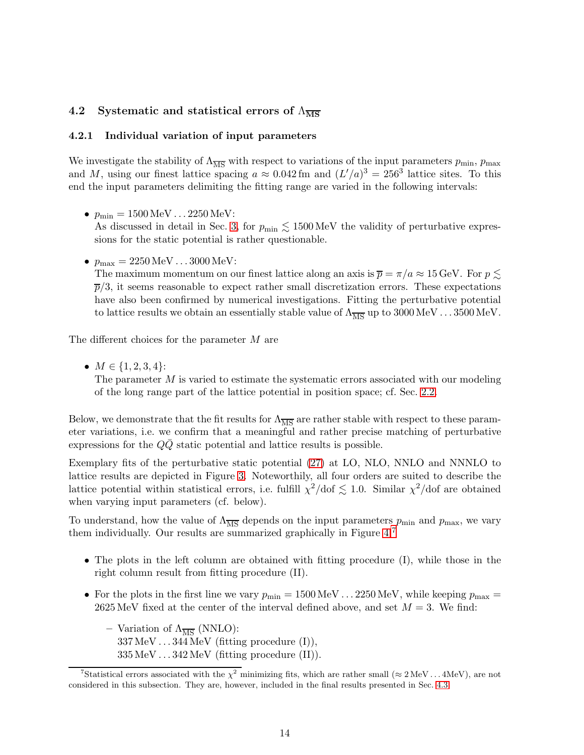### 4.2 Systematic and statistical errors of $\Lambda_{\overline{\mathrm{MS}}}$

#### 4.2.1 Individual variation of input parameters

We investigate the stability of $\Lambda_{\overline{\mathrm{MS}}}$ with respect to variations of the input parameters $p_{\mathrm{min}}$, $p_{\mathrm{max}}$ and $M$, using our finest lattice spacing $a \approx 0.042\,\mathrm{fm}$ and $(L'/a)^3 = 256^3$ lattice sites. To this end the input parameters delimiting the fitting range are varied in the following intervals:

- $p_{\mathrm{min}} = 1500\,\mathrm{MeV} \ldots 2250\,\mathrm{MeV}$:
  As discussed in detail in Sec. 3, for $p_{\mathrm{min}} \lesssim 1500\,\mathrm{MeV}$ the validity of perturbative expressions for the static potential is rather questionable.

- $p_{\mathrm{max}} = 2250\,\mathrm{MeV} \ldots 3000\,\mathrm{MeV}$:
  The maximum momentum on our finest lattice along an axis is $\overline{p} = \pi/a \approx 15\,\mathrm{GeV}$. For $p \lesssim \overline{p}/3$, it seems reasonable to expect rather small discretization errors. These expectations have also been confirmed by numerical investigations. Fitting the perturbative potential to lattice results we obtain an essentially stable value of $\Lambda_{\overline{\mathrm{MS}}}$ up to $3000\,\mathrm{MeV} \ldots 3500\,\mathrm{MeV}$.

The different choices for the parameter $M$ are

- $M \in \{1, 2, 3, 4\}$:
  The parameter $M$ is varied to estimate the systematic errors associated with our modeling of the long range part of the lattice potential in position space; cf. Sec. 2.2.

Below, we demonstrate that the fit results for $\Lambda_{\overline{\mathrm{MS}}}$ are rather stable with respect to these parameter variations, i.e. we confirm that a meaningful and rather precise matching of perturbative expressions for the $Q\bar{Q}$ static potential and lattice results is possible.

Exemplary fits of the perturbative static potential (27) at LO, NLO, NNLO and NNNLO to lattice results are depicted in Figure 3. Noteworthily, all four orders are suited to describe the lattice potential within statistical errors, i.e. fulfill $\chi^2/\mathrm{dof} \lesssim 1.0$. Similar $\chi^2/\mathrm{dof}$ are obtained when varying input parameters (cf. below).

To understand, how the value of $\Lambda_{\overline{\mathrm{MS}}}$ depends on the input parameters $p_{\mathrm{min}}$ and $p_{\mathrm{max}}$, we vary them individually. Our results are summarized graphically in Figure 4.[7]

- The plots in the left column are obtained with fitting procedure (I), while those in the right column result from fitting procedure (II).

- For the plots in the first line we vary $p_{\mathrm{min}} = 1500\,\mathrm{MeV} \ldots 2250\,\mathrm{MeV}$, while keeping $p_{\mathrm{max}} = 2625\,\mathrm{MeV}$ fixed at the center of the interval defined above, and set $M = 3$. We find:
  - Variation of $\Lambda_{\overline{\mathrm{MS}}}$ (NNLO):
    $337\,\mathrm{MeV} \ldots 344\,\mathrm{MeV}$ (fitting procedure (I)),
    $335\,\mathrm{MeV} \ldots 342\,\mathrm{MeV}$ (fitting procedure (II)).

[7] Statistical errors associated with the $\chi^2$ minimizing fits, which are rather small ($\approx 2\,\mathrm{MeV} \ldots 4\mathrm{MeV}$), are not considered in this subsection. They are, however, included in the final results presented in Sec. 4.3.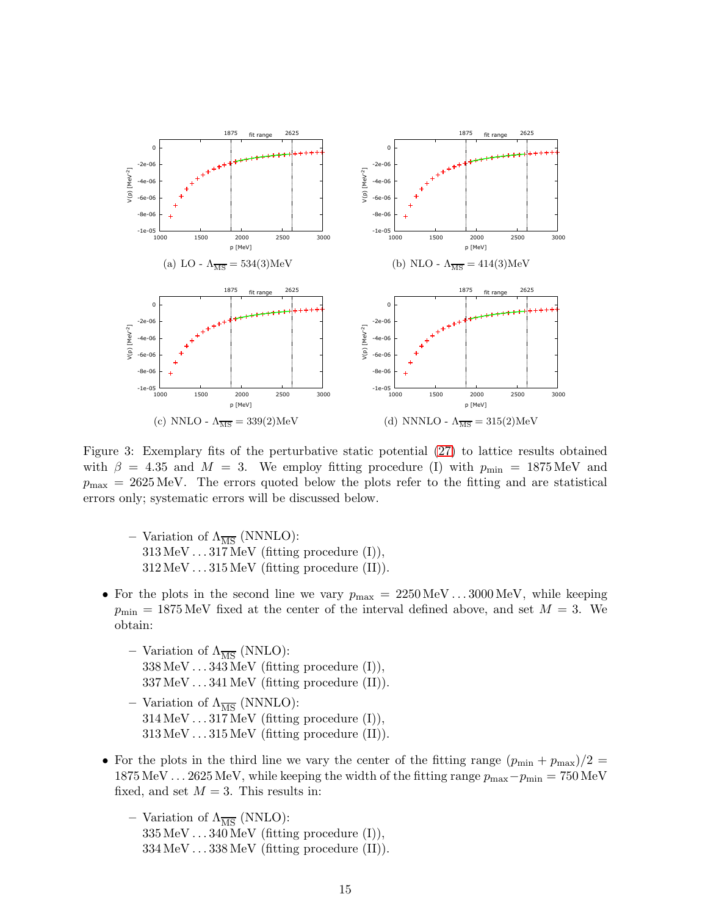(a) LO - $\Lambda_{\overline{\mathrm{MS}}} = 534(3)\,\mathrm{MeV}$

(b) NLO - $\Lambda_{\overline{\mathrm{MS}}} = 414(3)\,\mathrm{MeV}$

(c) NNLO - $\Lambda_{\overline{\mathrm{MS}}} = 339(2)\,\mathrm{MeV}$

(d) NNNLO - $\Lambda_{\overline{\mathrm{MS}}} = 315(2)\,\mathrm{MeV}$

Figure 3: Exemplary fits of the perturbative static potential (27) to lattice results obtained with $\beta = 4.35$ and $M = 3$. We employ fitting procedure (I) with $p_{\min} = 1875\,\mathrm{MeV}$ and $p_{\max} = 2625\,\mathrm{MeV}$. The errors quoted below the plots refer to the fitting and are statistical errors only; systematic errors will be discussed below.

- Variation of $\Lambda_{\overline{\mathrm{MS}}}$ (NNNLO):
  $313\,\mathrm{MeV} \ldots 317\,\mathrm{MeV}$ (fitting procedure (I)),
  $312\,\mathrm{MeV} \ldots 315\,\mathrm{MeV}$ (fitting procedure (II)).

- For the plots in the second line we vary $p_{\max} = 2250\,\mathrm{MeV} \ldots 3000\,\mathrm{MeV}$, while keeping $p_{\min} = 1875\,\mathrm{MeV}$ fixed at the center of the interval defined above, and set $M = 3$. We obtain:
  - Variation of $\Lambda_{\overline{\mathrm{MS}}}$ (NNLO):
    $338\,\mathrm{MeV} \ldots 343\,\mathrm{MeV}$ (fitting procedure (I)),
    $337\,\mathrm{MeV} \ldots 341\,\mathrm{MeV}$ (fitting procedure (II)).
  - Variation of $\Lambda_{\overline{\mathrm{MS}}}$ (NNNLO):
    $314\,\mathrm{MeV} \ldots 317\,\mathrm{MeV}$ (fitting procedure (I)),
    $313\,\mathrm{MeV} \ldots 315\,\mathrm{MeV}$ (fitting procedure (II)).

- For the plots in the third line we vary the center of the fitting range $(p_{\min} + p_{\max})/2 = 1875\,\mathrm{MeV} \ldots 2625\,\mathrm{MeV}$, while keeping the width of the fitting range $p_{\max} - p_{\min} = 750\,\mathrm{MeV}$ fixed, and set $M = 3$. This results in:
  - Variation of $\Lambda_{\overline{\mathrm{MS}}}$ (NNLO):
    $335\,\mathrm{MeV} \ldots 340\,\mathrm{MeV}$ (fitting procedure (I)),
    $334\,\mathrm{MeV} \ldots 338\,\mathrm{MeV}$ (fitting procedure (II)).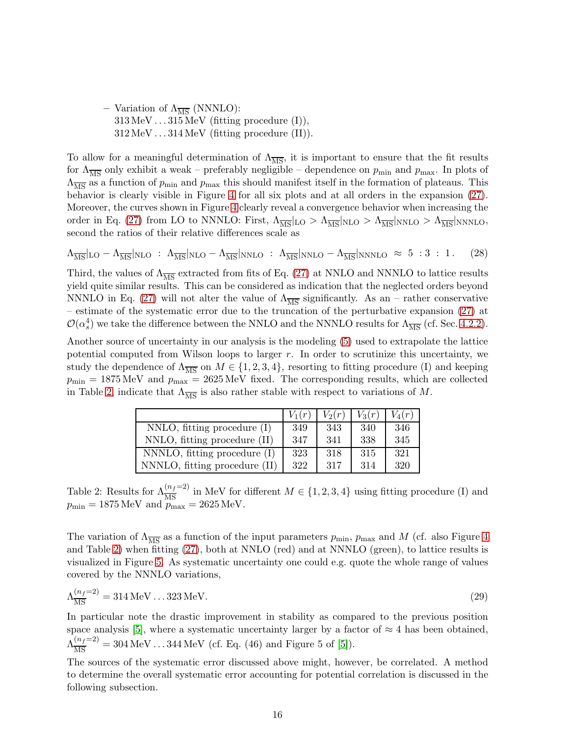– Variation of $\Lambda_{\overline{\rm MS}}$ (NNNLO):
  313 MeV . . . 315 MeV (fitting procedure (I)),
  312 MeV . . . 314 MeV (fitting procedure (II)).

To allow for a meaningful determination of $\Lambda_{\overline{\rm MS}}$, it is important to ensure that the fit results for $\Lambda_{\overline{\rm MS}}$ only exhibit a weak – preferably negligible – dependence on $p_{\rm min}$ and $p_{\rm max}$. In plots of $\Lambda_{\overline{\rm MS}}$ as a function of $p_{\rm min}$ and $p_{\rm max}$ this should manifest itself in the formation of plateaus. This behavior is clearly visible in Figure 4 for all six plots and at all orders in the expansion (27). Moreover, the curves shown in Figure 4 clearly reveal a convergence behavior when increasing the order in Eq. (27) from LO to NNNLO: First, $\Lambda_{\overline{\rm MS}}|_{\rm LO} > \Lambda_{\overline{\rm MS}}|_{\rm NLO} > \Lambda_{\overline{\rm MS}}|_{\rm NNLO} > \Lambda_{\overline{\rm MS}}|_{\rm NNNLO}$, second the ratios of their relative differences scale as

$$\Lambda_{\overline{\rm MS}}|_{\rm LO} - \Lambda_{\overline{\rm MS}}|_{\rm NLO} \;:\; \Lambda_{\overline{\rm MS}}|_{\rm NLO} - \Lambda_{\overline{\rm MS}}|_{\rm NNLO} \;:\; \Lambda_{\overline{\rm MS}}|_{\rm NNLO} - \Lambda_{\overline{\rm MS}}|_{\rm NNNLO} \;\approx\; 5 \;:3 \;:\; 1\,. \tag{28}$$

Third, the values of $\Lambda_{\overline{\rm MS}}$ extracted from fits of Eq. (27) at NNLO and NNNLO to lattice results yield quite similar results. This can be considered as indication that the neglected orders beyond NNNLO in Eq. (27) will not alter the value of $\Lambda_{\overline{\rm MS}}$ significantly. As an – rather conservative – estimate of the systematic error due to the truncation of the perturbative expansion (27) at $\mathcal{O}(\alpha_s^4)$ we take the difference between the NNLO and the NNNLO results for $\Lambda_{\overline{\rm MS}}$ (cf. Sec. 4.2.2).

Another source of uncertainty in our analysis is the modeling (5) used to extrapolate the lattice potential computed from Wilson loops to larger $r$. In order to scrutinize this uncertainty, we study the dependence of $\Lambda_{\overline{\rm MS}}$ on $M \in \{1, 2, 3, 4\}$, resorting to fitting procedure (I) and keeping $p_{\rm min} = 1875$ MeV and $p_{\rm max} = 2625$ MeV fixed. The corresponding results, which are collected in Table 2, indicate that $\Lambda_{\overline{\rm MS}}$ is also rather stable with respect to variations of $M$.

| | $V_1(r)$ | $V_2(r)$ | $V_3(r)$ | $V_4(r)$ |
|---|---|---|---|---|
| NNLO, fitting procedure (I) | 349 | 343 | 340 | 346 |
| NNLO, fitting procedure (II) | 347 | 341 | 338 | 345 |
| NNNLO, fitting procedure (I) | 323 | 318 | 315 | 321 |
| NNNLO, fitting procedure (II) | 322 | 317 | 314 | 320 |

Table 2: Results for $\Lambda_{\overline{\rm MS}}^{(n_f=2)}$ in MeV for different $M \in \{1, 2, 3, 4\}$ using fitting procedure (I) and $p_{\rm min} = 1875$ MeV and $p_{\rm max} = 2625$ MeV.

The variation of $\Lambda_{\overline{\rm MS}}$ as a function of the input parameters $p_{\rm min}$, $p_{\rm max}$ and $M$ (cf. also Figure 4 and Table 2) when fitting (27), both at NNLO (red) and at NNNLO (green), to lattice results is visualized in Figure 5. As systematic uncertainty one could e.g. quote the whole range of values covered by the NNNLO variations,

$$\Lambda_{\overline{\rm MS}}^{(n_f=2)} = 314\,\text{MeV} \ldots 323\,\text{MeV}. \tag{29}$$

In particular note the drastic improvement in stability as compared to the previous position space analysis [5], where a systematic uncertainty larger by a factor of $\approx 4$ has been obtained, $\Lambda_{\overline{\rm MS}}^{(n_f=2)} = 304\,\text{MeV} \ldots 344\,\text{MeV}$ (cf. Eq. (46) and Figure 5 of [5]).

The sources of the systematic error discussed above might, however, be correlated. A method to determine the overall systematic error accounting for potential correlation is discussed in the following subsection.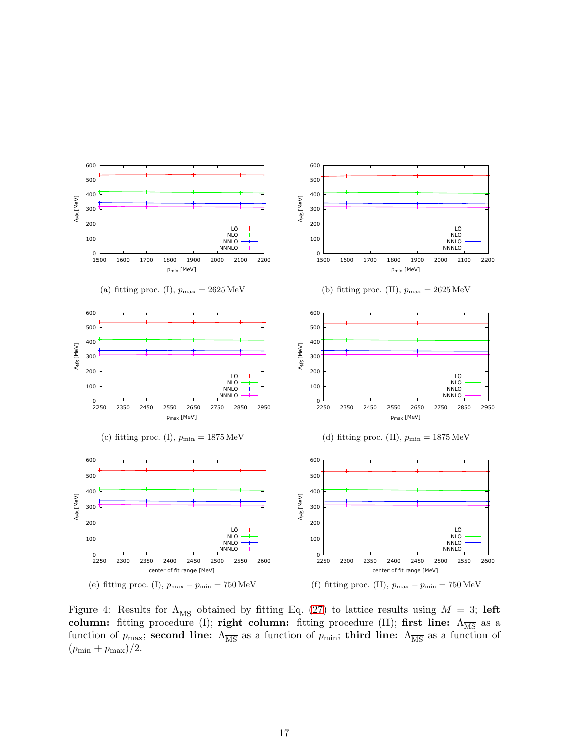(a) fitting proc. (I), $p_{\max} = 2625\,\text{MeV}$

(b) fitting proc. (II), $p_{\max} = 2625\,\text{MeV}$

(c) fitting proc. (I), $p_{\min} = 1875\,\text{MeV}$

(d) fitting proc. (II), $p_{\min} = 1875\,\text{MeV}$

(e) fitting proc. (I), $p_{\max} - p_{\min} = 750\,\text{MeV}$

(f) fitting proc. (II), $p_{\max} - p_{\min} = 750\,\text{MeV}$

Figure 4: Results for $\Lambda_{\overline{\text{MS}}}$ obtained by fitting Eq. (27) to lattice results using $M = 3$; **left column:** fitting procedure (I); **right column:** fitting procedure (II); **first line:** $\Lambda_{\overline{\text{MS}}}$ as a function of $p_{\max}$; **second line:** $\Lambda_{\overline{\text{MS}}}$ as a function of $p_{\min}$; **third line:** $\Lambda_{\overline{\text{MS}}}$ as a function of $(p_{\min} + p_{\max})/2$.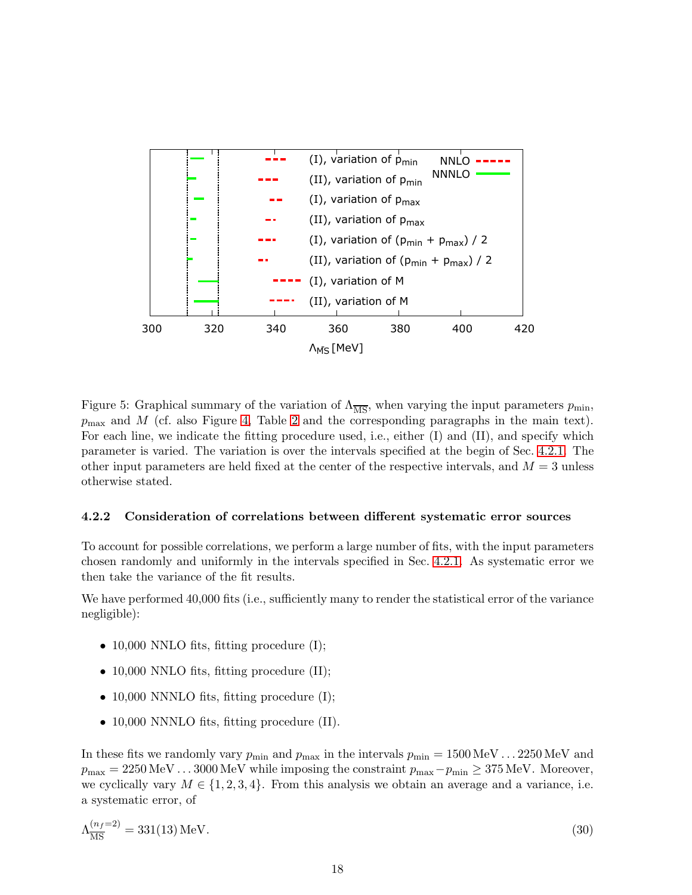Figure 5: Graphical summary of the variation of $\Lambda_{\overline{\mathrm{MS}}}$, when varying the input parameters $p_{\mathrm{min}}$, $p_{\mathrm{max}}$ and $M$ (cf. also Figure 4, Table 2 and the corresponding paragraphs in the main text). For each line, we indicate the fitting procedure used, i.e., either (I) and (II), and specify which parameter is varied. The variation is over the intervals specified at the begin of Sec. 4.2.1. The other input parameters are held fixed at the center of the respective intervals, and $M = 3$ unless otherwise stated.

#### 4.2.2 Consideration of correlations between different systematic error sources

To account for possible correlations, we perform a large number of fits, with the input parameters chosen randomly and uniformly in the intervals specified in Sec. 4.2.1. As systematic error we then take the variance of the fit results.

We have performed 40,000 fits (i.e., sufficiently many to render the statistical error of the variance negligible):

- 10,000 NNLO fits, fitting procedure (I);
- 10,000 NNLO fits, fitting procedure (II);
- 10,000 NNNLO fits, fitting procedure (I);
- 10,000 NNNLO fits, fitting procedure (II).

In these fits we randomly vary $p_{\mathrm{min}}$ and $p_{\mathrm{max}}$ in the intervals $p_{\mathrm{min}} = 1500\,\mathrm{MeV} \ldots 2250\,\mathrm{MeV}$ and $p_{\mathrm{max}} = 2250\,\mathrm{MeV} \ldots 3000\,\mathrm{MeV}$ while imposing the constraint $p_{\mathrm{max}} - p_{\mathrm{min}} \geq 375\,\mathrm{MeV}$. Moreover, we cyclically vary $M \in \{1, 2, 3, 4\}$. From this analysis we obtain an average and a variance, i.e. a systematic error, of

$$\Lambda_{\overline{\mathrm{MS}}}^{(n_f=2)} = 331(13)\,\mathrm{MeV}. \tag{30}$$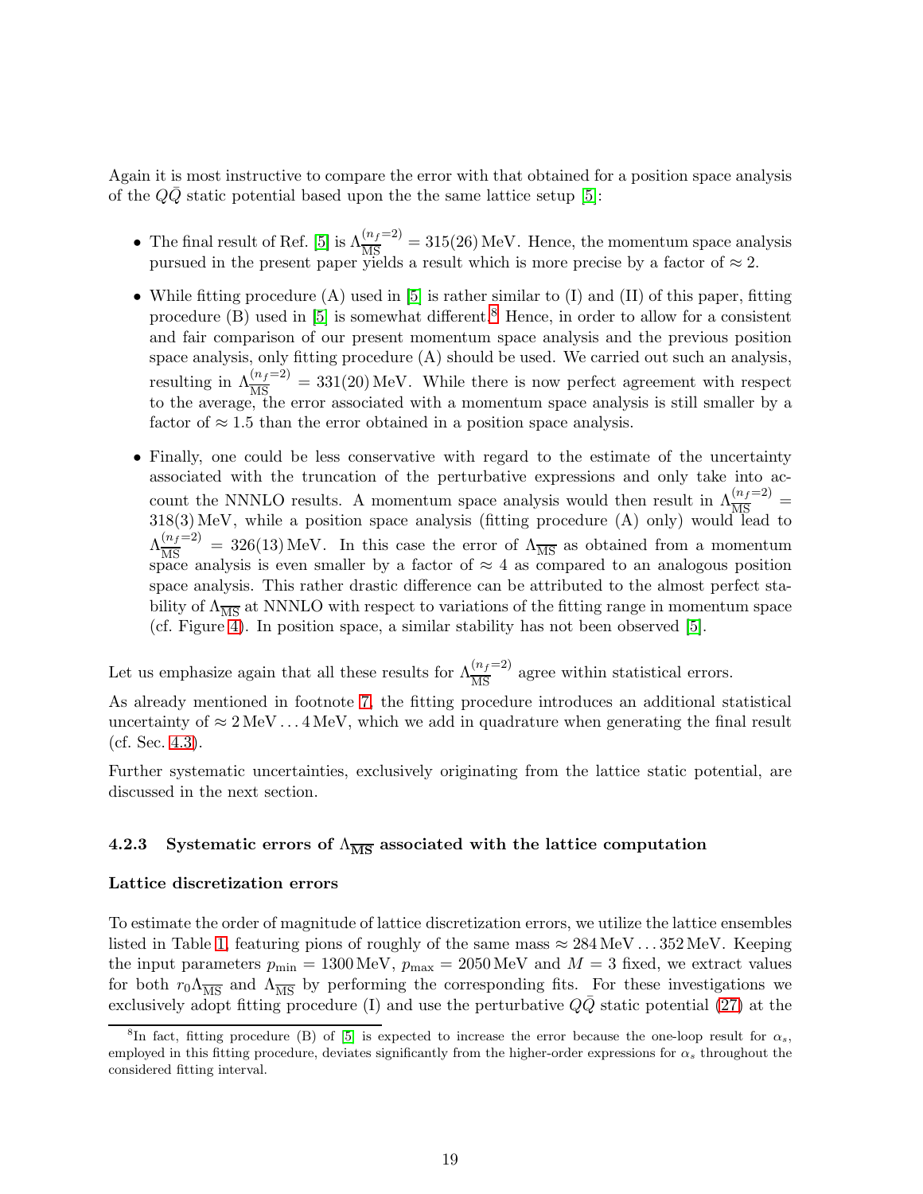Again it is most instructive to compare the error with that obtained for a position space analysis of the $Q\bar{Q}$ static potential based upon the the same lattice setup [5]:

- The final result of Ref. [5] is $\Lambda_{\overline{\rm MS}}^{(n_f=2)} = 315(26)\,\text{MeV}$. Hence, the momentum space analysis pursued in the present paper yields a result which is more precise by a factor of $\approx 2$.
- While fitting procedure (A) used in [5] is rather similar to (I) and (II) of this paper, fitting procedure (B) used in [5] is somewhat different.[8] Hence, in order to allow for a consistent and fair comparison of our present momentum space analysis and the previous position space analysis, only fitting procedure (A) should be used. We carried out such an analysis, resulting in $\Lambda_{\overline{\rm MS}}^{(n_f=2)} = 331(20)\,\text{MeV}$. While there is now perfect agreement with respect to the average, the error associated with a momentum space analysis is still smaller by a factor of $\approx 1.5$ than the error obtained in a position space analysis.
- Finally, one could be less conservative with regard to the estimate of the uncertainty associated with the truncation of the perturbative expressions and only take into account the NNNLO results. A momentum space analysis would then result in $\Lambda_{\overline{\rm MS}}^{(n_f=2)} = 318(3)\,\text{MeV}$, while a position space analysis (fitting procedure (A) only) would lead to $\Lambda_{\overline{\rm MS}}^{(n_f=2)} = 326(13)\,\text{MeV}$. In this case the error of $\Lambda_{\overline{\rm MS}}$ as obtained from a momentum space analysis is even smaller by a factor of $\approx 4$ as compared to an analogous position space analysis. This rather drastic difference can be attributed to the almost perfect stability of $\Lambda_{\overline{\rm MS}}$ at NNNLO with respect to variations of the fitting range in momentum space (cf. Figure 4). In position space, a similar stability has not been observed [5].

Let us emphasize again that all these results for $\Lambda_{\overline{\rm MS}}^{(n_f=2)}$ agree within statistical errors.

As already mentioned in footnote 7, the fitting procedure introduces an additional statistical uncertainty of $\approx 2\,\text{MeV} \ldots 4\,\text{MeV}$, which we add in quadrature when generating the final result (cf. Sec. 4.3).

Further systematic uncertainties, exclusively originating from the lattice static potential, are discussed in the next section.

### 4.2.3 Systematic errors of $\Lambda_{\overline{\rm MS}}$ associated with the lattice computation

**Lattice discretization errors**

To estimate the order of magnitude of lattice discretization errors, we utilize the lattice ensembles listed in Table 1, featuring pions of roughly of the same mass $\approx 284\,\text{MeV} \ldots 352\,\text{MeV}$. Keeping the input parameters $p_{\rm min} = 1300\,\text{MeV}$, $p_{\rm max} = 2050\,\text{MeV}$ and $M = 3$ fixed, we extract values for both $r_0\Lambda_{\overline{\rm MS}}$ and $\Lambda_{\overline{\rm MS}}$ by performing the corresponding fits. For these investigations we exclusively adopt fitting procedure (I) and use the perturbative $Q\bar{Q}$ static potential (27) at the

[8] In fact, fitting procedure (B) of [5] is expected to increase the error because the one-loop result for $\alpha_s$, employed in this fitting procedure, deviates significantly from the higher-order expressions for $\alpha_s$ throughout the considered fitting interval.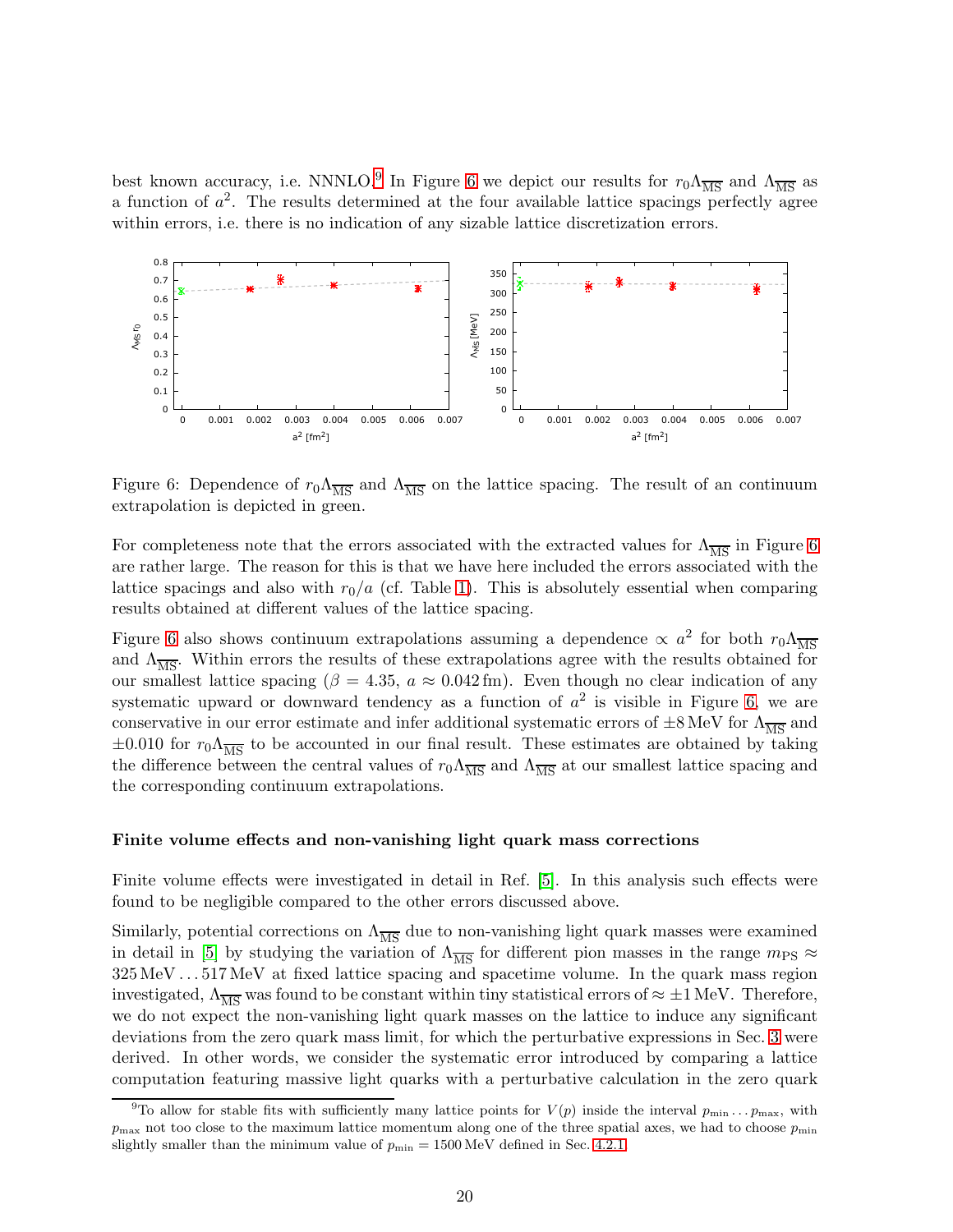best known accuracy, i.e. NNNLO.[9] In Figure 6 we depict our results for $r_0\Lambda_{\overline{\rm MS}}$ and $\Lambda_{\overline{\rm MS}}$ as a function of $a^2$. The results determined at the four available lattice spacings perfectly agree within errors, i.e. there is no indication of any sizable lattice discretization errors.

Figure 6: Dependence of $r_0\Lambda_{\overline{\rm MS}}$ and $\Lambda_{\overline{\rm MS}}$ on the lattice spacing. The result of an continuum extrapolation is depicted in green.

For completeness note that the errors associated with the extracted values for $\Lambda_{\overline{\rm MS}}$ in Figure 6 are rather large. The reason for this is that we have here included the errors associated with the lattice spacings and also with $r_0/a$ (cf. Table 1). This is absolutely essential when comparing results obtained at different values of the lattice spacing.

Figure 6 also shows continuum extrapolations assuming a dependence $\propto a^2$ for both $r_0\Lambda_{\overline{\rm MS}}$ and $\Lambda_{\overline{\rm MS}}$. Within errors the results of these extrapolations agree with the results obtained for our smallest lattice spacing ($\beta = 4.35$, $a \approx 0.042\,\text{fm}$). Even though no clear indication of any systematic upward or downward tendency as a function of $a^2$ is visible in Figure 6, we are conservative in our error estimate and infer additional systematic errors of $\pm 8\,\text{MeV}$ for $\Lambda_{\overline{\rm MS}}$ and $\pm 0.010$ for $r_0\Lambda_{\overline{\rm MS}}$ to be accounted in our final result. These estimates are obtained by taking the difference between the central values of $r_0\Lambda_{\overline{\rm MS}}$ and $\Lambda_{\overline{\rm MS}}$ at our smallest lattice spacing and the corresponding continuum extrapolations.

**Finite volume effects and non-vanishing light quark mass corrections**

Finite volume effects were investigated in detail in Ref. [5]. In this analysis such effects were found to be negligible compared to the other errors discussed above.

Similarly, potential corrections on $\Lambda_{\overline{\rm MS}}$ due to non-vanishing light quark masses were examined in detail in [5] by studying the variation of $\Lambda_{\overline{\rm MS}}$ for different pion masses in the range $m_{\rm PS} \approx 325\,\text{MeV} \ldots 517\,\text{MeV}$ at fixed lattice spacing and spacetime volume. In the quark mass region investigated, $\Lambda_{\overline{\rm MS}}$ was found to be constant within tiny statistical errors of $\approx \pm 1\,\text{MeV}$. Therefore, we do not expect the non-vanishing light quark masses on the lattice to induce any significant deviations from the zero quark mass limit, for which the perturbative expressions in Sec. 3 were derived. In other words, we consider the systematic error introduced by comparing a lattice computation featuring massive light quarks with a perturbative calculation in the zero quark

[9] To allow for stable fits with sufficiently many lattice points for $V(p)$ inside the interval $p_{\rm min} \ldots p_{\rm max}$, with $p_{\rm max}$ not too close to the maximum lattice momentum along one of the three spatial axes, we had to choose $p_{\rm min}$ slightly smaller than the minimum value of $p_{\rm min} = 1500\,\text{MeV}$ defined in Sec. 4.2.1.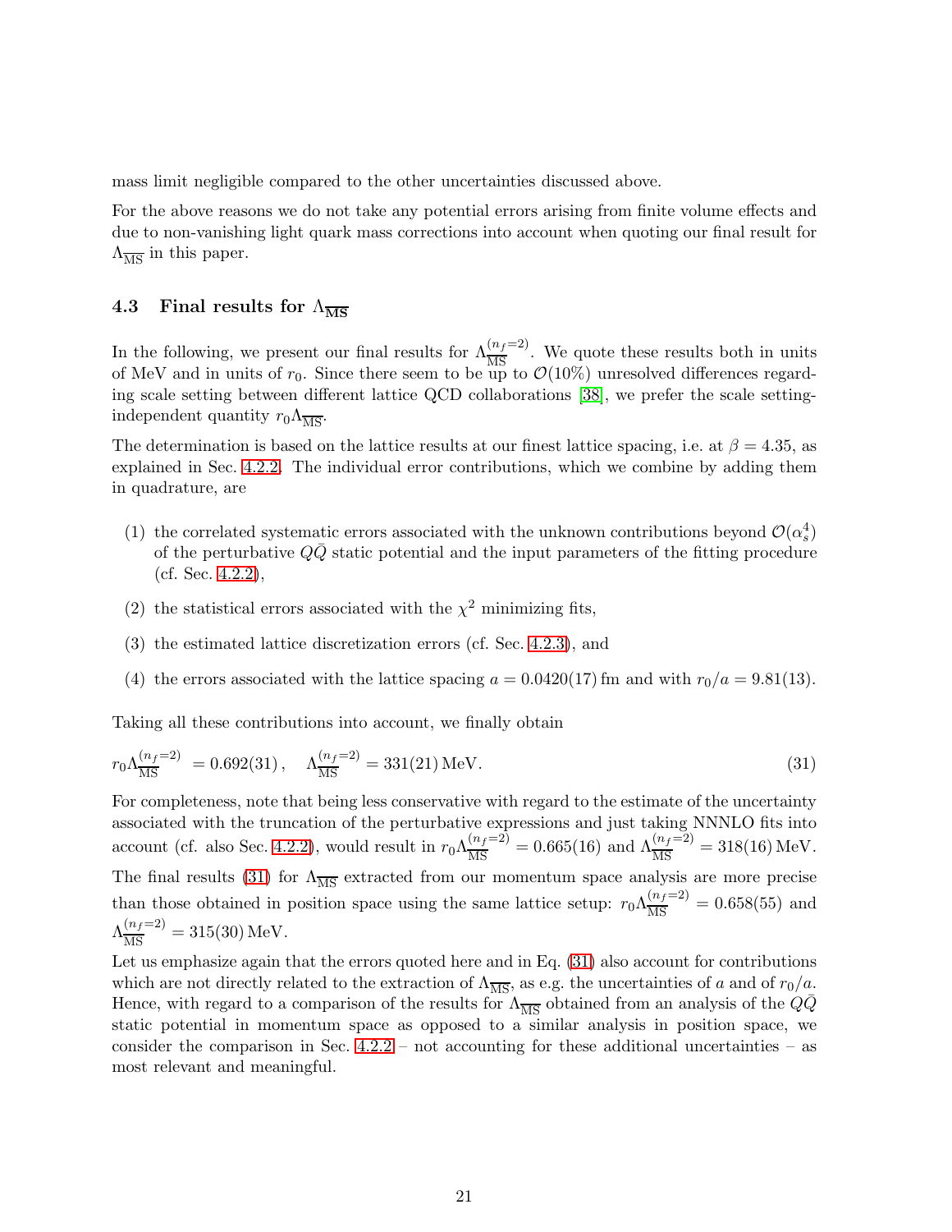mass limit negligible compared to the other uncertainties discussed above.

For the above reasons we do not take any potential errors arising from finite volume effects and due to non-vanishing light quark mass corrections into account when quoting our final result for $\Lambda_{\overline{\rm MS}}$ in this paper.

### 4.3 Final results for $\Lambda_{\overline{\rm MS}}$

In the following, we present our final results for $\Lambda_{\overline{\rm MS}}^{(n_f=2)}$. We quote these results both in units of MeV and in units of $r_0$. Since there seem to be up to $\mathcal{O}(10\%)$ unresolved differences regarding scale setting between different lattice QCD collaborations [38], we prefer the scale setting-independent quantity $r_0\Lambda_{\overline{\rm MS}}$.

The determination is based on the lattice results at our finest lattice spacing, i.e. at $\beta = 4.35$, as explained in Sec. 4.2.2. The individual error contributions, which we combine by adding them in quadrature, are

(1) the correlated systematic errors associated with the unknown contributions beyond $\mathcal{O}(\alpha_s^4)$ of the perturbative $Q\bar{Q}$ static potential and the input parameters of the fitting procedure (cf. Sec. 4.2.2),

(2) the statistical errors associated with the $\chi^2$ minimizing fits,

(3) the estimated lattice discretization errors (cf. Sec. 4.2.3), and

(4) the errors associated with the lattice spacing $a = 0.0420(17)\,\text{fm}$ and with $r_0/a = 9.81(13)$.

Taking all these contributions into account, we finally obtain

$$r_0\Lambda_{\overline{\rm MS}}^{(n_f=2)} = 0.692(31)\,, \quad \Lambda_{\overline{\rm MS}}^{(n_f=2)} = 331(21)\,\text{MeV}. \tag{31}$$

For completeness, note that being less conservative with regard to the estimate of the uncertainty associated with the truncation of the perturbative expressions and just taking NNNLO fits into account (cf. also Sec. 4.2.2), would result in $r_0\Lambda_{\overline{\rm MS}}^{(n_f=2)} = 0.665(16)$ and $\Lambda_{\overline{\rm MS}}^{(n_f=2)} = 318(16)\,\text{MeV}$.

The final results (31) for $\Lambda_{\overline{\rm MS}}$ extracted from our momentum space analysis are more precise than those obtained in position space using the same lattice setup: $r_0\Lambda_{\overline{\rm MS}}^{(n_f=2)} = 0.658(55)$ and $\Lambda_{\overline{\rm MS}}^{(n_f=2)} = 315(30)\,\text{MeV}$.

Let us emphasize again that the errors quoted here and in Eq. (31) also account for contributions which are not directly related to the extraction of $\Lambda_{\overline{\rm MS}}$, as e.g. the uncertainties of $a$ and of $r_0/a$. Hence, with regard to a comparison of the results for $\Lambda_{\overline{\rm MS}}$ obtained from an analysis of the $Q\bar{Q}$ static potential in momentum space as opposed to a similar analysis in position space, we consider the comparison in Sec. 4.2.2 – not accounting for these additional uncertainties – as most relevant and meaningful.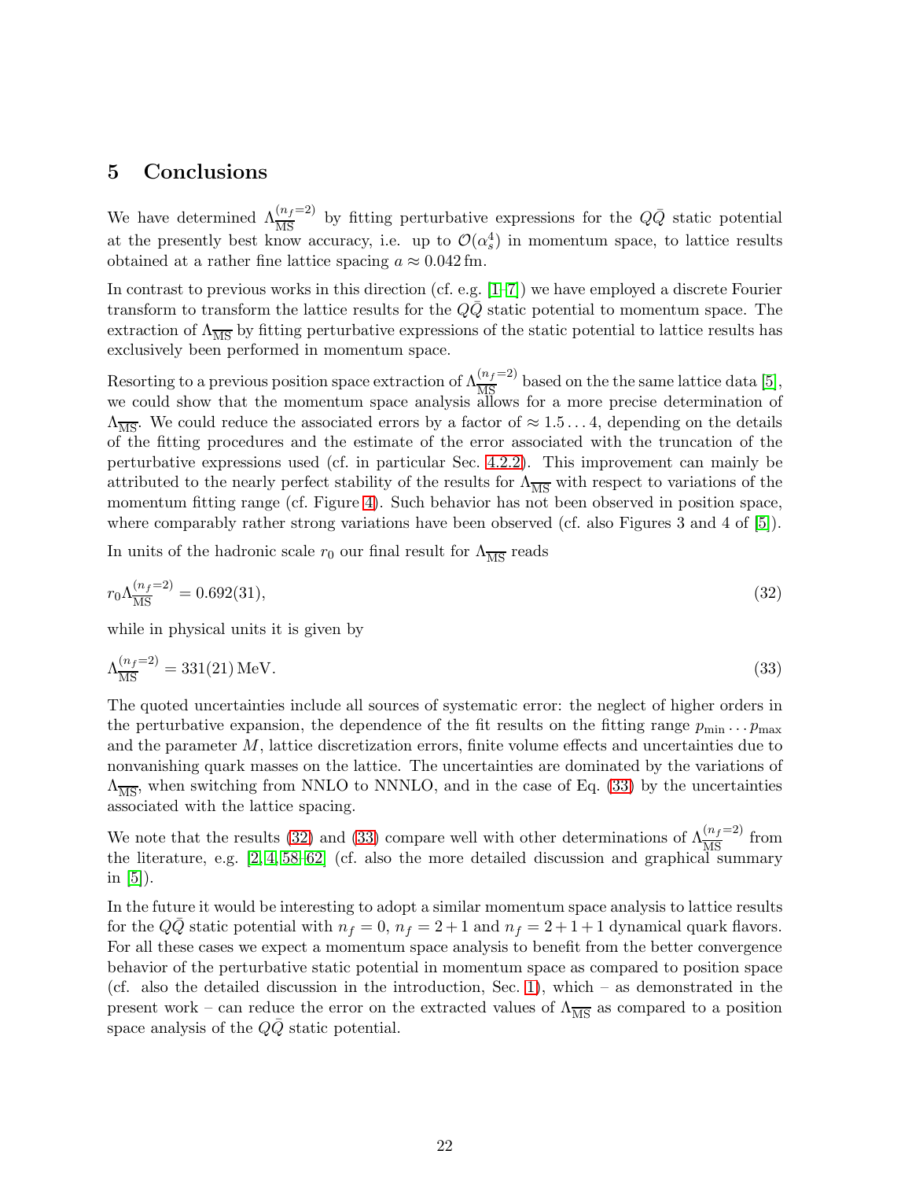## 5 Conclusions

We have determined $\Lambda_{\overline{\text{MS}}}^{(n_f=2)}$ by fitting perturbative expressions for the $Q\bar{Q}$ static potential at the presently best know accuracy, i.e. up to $\mathcal{O}(\alpha_s^4)$ in momentum space, to lattice results obtained at a rather fine lattice spacing $a \approx 0.042\,\text{fm}$.

In contrast to previous works in this direction (cf. e.g. [1–7]) we have employed a discrete Fourier transform to transform the lattice results for the $Q\bar{Q}$ static potential to momentum space. The extraction of $\Lambda_{\overline{\text{MS}}}$ by fitting perturbative expressions of the static potential to lattice results has exclusively been performed in momentum space.

Resorting to a previous position space extraction of $\Lambda_{\overline{\text{MS}}}^{(n_f=2)}$ based on the the same lattice data [5], we could show that the momentum space analysis allows for a more precise determination of $\Lambda_{\overline{\text{MS}}}$. We could reduce the associated errors by a factor of $\approx 1.5 \ldots 4$, depending on the details of the fitting procedures and the estimate of the error associated with the truncation of the perturbative expressions used (cf. in particular Sec. 4.2.2). This improvement can mainly be attributed to the nearly perfect stability of the results for $\Lambda_{\overline{\text{MS}}}$ with respect to variations of the momentum fitting range (cf. Figure 4). Such behavior has not been observed in position space, where comparably rather strong variations have been observed (cf. also Figures 3 and 4 of [5]).

In units of the hadronic scale $r_0$ our final result for $\Lambda_{\overline{\text{MS}}}$ reads

$$r_0 \Lambda_{\overline{\text{MS}}}^{(n_f=2)} = 0.692(31), \tag{32}$$

while in physical units it is given by

$$\Lambda_{\overline{\text{MS}}}^{(n_f=2)} = 331(21)\,\text{MeV}. \tag{33}$$

The quoted uncertainties include all sources of systematic error: the neglect of higher orders in the perturbative expansion, the dependence of the fit results on the fitting range $p_{\text{min}} \cdots p_{\text{max}}$ and the parameter $M$, lattice discretization errors, finite volume effects and uncertainties due to nonvanishing quark masses on the lattice. The uncertainties are dominated by the variations of $\Lambda_{\overline{\text{MS}}}$, when switching from NNLO to NNNLO, and in the case of Eq. (33) by the uncertainties associated with the lattice spacing.

We note that the results (32) and (33) compare well with other determinations of $\Lambda_{\overline{\text{MS}}}^{(n_f=2)}$ from the literature, e.g. [2, 4, 58–62] (cf. also the more detailed discussion and graphical summary in [5]).

In the future it would be interesting to adopt a similar momentum space analysis to lattice results for the $Q\bar{Q}$ static potential with $n_f = 0$, $n_f = 2+1$ and $n_f = 2+1+1$ dynamical quark flavors. For all these cases we expect a momentum space analysis to benefit from the better convergence behavior of the perturbative static potential in momentum space as compared to position space (cf. also the detailed discussion in the introduction, Sec. 1), which – as demonstrated in the present work – can reduce the error on the extracted values of $\Lambda_{\overline{\text{MS}}}$ as compared to a position space analysis of the $Q\bar{Q}$ static potential.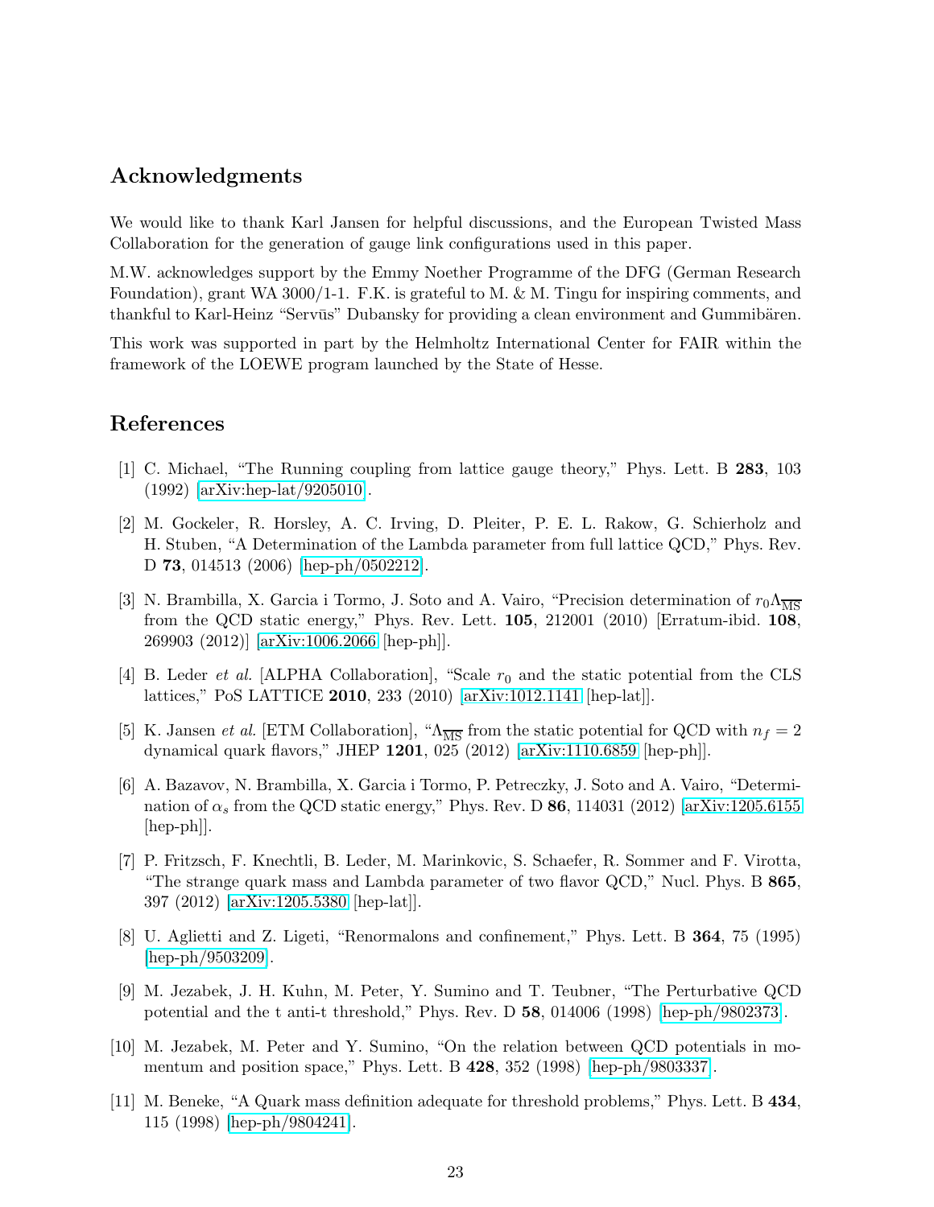## Acknowledgments

We would like to thank Karl Jansen for helpful discussions, and the European Twisted Mass Collaboration for the generation of gauge link configurations used in this paper.

M.W. acknowledges support by the Emmy Noether Programme of the DFG (German Research Foundation), grant WA 3000/1-1. F.K. is grateful to M. & M. Tingu for inspiring comments, and thankful to Karl-Heinz "Servūs" Dubansky for providing a clean environment and Gummibären.

This work was supported in part by the Helmholtz International Center for FAIR within the framework of the LOEWE program launched by the State of Hesse.

## References

[1] C. Michael, "The Running coupling from lattice gauge theory," Phys. Lett. B **283**, 103 (1992) [arXiv:hep-lat/9205010].

[2] M. Gockeler, R. Horsley, A. C. Irving, D. Pleiter, P. E. L. Rakow, G. Schierholz and H. Stuben, "A Determination of the Lambda parameter from full lattice QCD," Phys. Rev. D **73**, 014513 (2006) [hep-ph/0502212].

[3] N. Brambilla, X. Garcia i Tormo, J. Soto and A. Vairo, "Precision determination of $r_0\Lambda_{\overline{\rm MS}}$ from the QCD static energy," Phys. Rev. Lett. **105**, 212001 (2010) [Erratum-ibid. **108**, 269903 (2012)] [arXiv:1006.2066 [hep-ph]].

[4] B. Leder *et al.* [ALPHA Collaboration], "Scale $r_0$ and the static potential from the CLS lattices," PoS LATTICE **2010**, 233 (2010) [arXiv:1012.1141 [hep-lat]].

[5] K. Jansen *et al.* [ETM Collaboration], "$\Lambda_{\overline{\rm MS}}$ from the static potential for QCD with $n_f = 2$ dynamical quark flavors," JHEP **1201**, 025 (2012) [arXiv:1110.6859 [hep-ph]].

[6] A. Bazavov, N. Brambilla, X. Garcia i Tormo, P. Petreczky, J. Soto and A. Vairo, "Determination of $\alpha_s$ from the QCD static energy," Phys. Rev. D **86**, 114031 (2012) [arXiv:1205.6155 [hep-ph]].

[7] P. Fritzsch, F. Knechtli, B. Leder, M. Marinkovic, S. Schaefer, R. Sommer and F. Virotta, "The strange quark mass and Lambda parameter of two flavor QCD," Nucl. Phys. B **865**, 397 (2012) [arXiv:1205.5380 [hep-lat]].

[8] U. Aglietti and Z. Ligeti, "Renormalons and confinement," Phys. Lett. B **364**, 75 (1995) [hep-ph/9503209].

[9] M. Jezabek, J. H. Kuhn, M. Peter, Y. Sumino and T. Teubner, "The Perturbative QCD potential and the t anti-t threshold," Phys. Rev. D **58**, 014006 (1998) [hep-ph/9802373].

[10] M. Jezabek, M. Peter and Y. Sumino, "On the relation between QCD potentials in momentum and position space," Phys. Lett. B **428**, 352 (1998) [hep-ph/9803337].

[11] M. Beneke, "A Quark mass definition adequate for threshold problems," Phys. Lett. B **434**, 115 (1998) [hep-ph/9804241].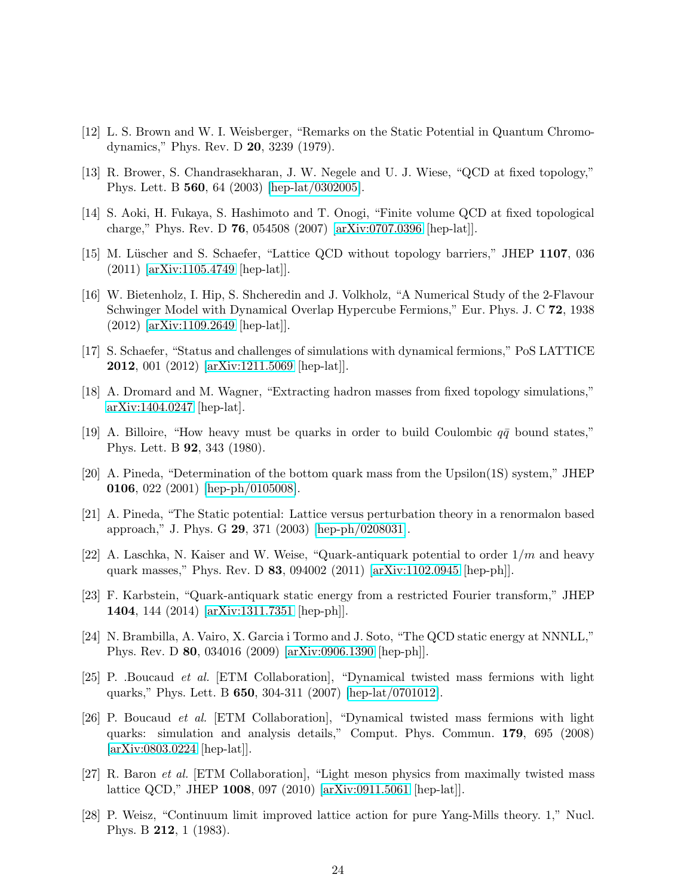[12] L. S. Brown and W. I. Weisberger, "Remarks on the Static Potential in Quantum Chromodynamics," Phys. Rev. D **20**, 3239 (1979).

[13] R. Brower, S. Chandrasekharan, J. W. Negele and U. J. Wiese, "QCD at fixed topology," Phys. Lett. B **560**, 64 (2003) [hep-lat/0302005].

[14] S. Aoki, H. Fukaya, S. Hashimoto and T. Onogi, "Finite volume QCD at fixed topological charge," Phys. Rev. D **76**, 054508 (2007) [arXiv:0707.0396 [hep-lat]].

[15] M. Lüscher and S. Schaefer, "Lattice QCD without topology barriers," JHEP **1107**, 036 (2011) [arXiv:1105.4749 [hep-lat]].

[16] W. Bietenholz, I. Hip, S. Shcheredin and J. Volkholz, "A Numerical Study of the 2-Flavour Schwinger Model with Dynamical Overlap Hypercube Fermions," Eur. Phys. J. C **72**, 1938 (2012) [arXiv:1109.2649 [hep-lat]].

[17] S. Schaefer, "Status and challenges of simulations with dynamical fermions," PoS LATTICE **2012**, 001 (2012) [arXiv:1211.5069 [hep-lat]].

[18] A. Dromard and M. Wagner, "Extracting hadron masses from fixed topology simulations," arXiv:1404.0247 [hep-lat].

[19] A. Billoire, "How heavy must be quarks in order to build Coulombic $q\bar{q}$ bound states," Phys. Lett. B **92**, 343 (1980).

[20] A. Pineda, "Determination of the bottom quark mass from the Upsilon(1S) system," JHEP **0106**, 022 (2001) [hep-ph/0105008].

[21] A. Pineda, "The Static potential: Lattice versus perturbation theory in a renormalon based approach," J. Phys. G **29**, 371 (2003) [hep-ph/0208031].

[22] A. Laschka, N. Kaiser and W. Weise, "Quark-antiquark potential to order $1/m$ and heavy quark masses," Phys. Rev. D **83**, 094002 (2011) [arXiv:1102.0945 [hep-ph]].

[23] F. Karbstein, "Quark-antiquark static energy from a restricted Fourier transform," JHEP **1404**, 144 (2014) [arXiv:1311.7351 [hep-ph]].

[24] N. Brambilla, A. Vairo, X. Garcia i Tormo and J. Soto, "The QCD static energy at NNNLL," Phys. Rev. D **80**, 034016 (2009) [arXiv:0906.1390 [hep-ph]].

[25] P. .Boucaud *et al.* [ETM Collaboration], "Dynamical twisted mass fermions with light quarks," Phys. Lett. B **650**, 304-311 (2007) [hep-lat/0701012].

[26] P. Boucaud *et al.* [ETM Collaboration], "Dynamical twisted mass fermions with light quarks: simulation and analysis details," Comput. Phys. Commun. **179**, 695 (2008) [arXiv:0803.0224 [hep-lat]].

[27] R. Baron *et al.* [ETM Collaboration], "Light meson physics from maximally twisted mass lattice QCD," JHEP **1008**, 097 (2010) [arXiv:0911.5061 [hep-lat]].

[28] P. Weisz, "Continuum limit improved lattice action for pure Yang-Mills theory. 1," Nucl. Phys. B **212**, 1 (1983).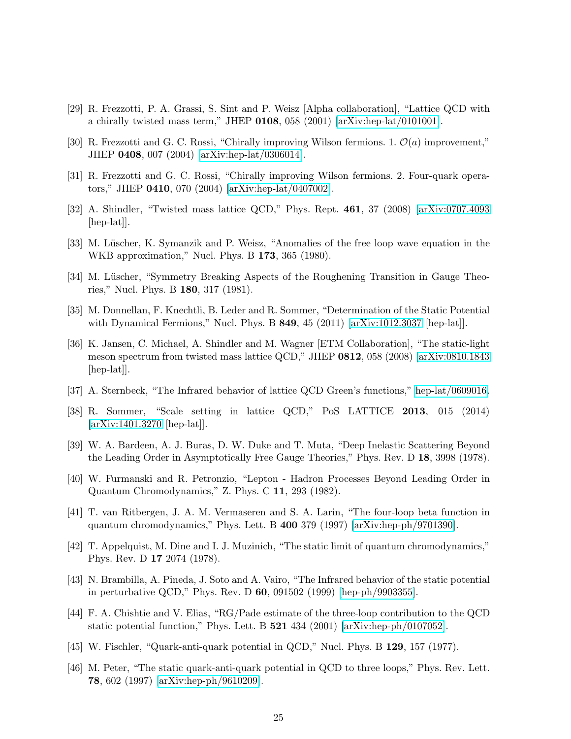[29] R. Frezzotti, P. A. Grassi, S. Sint and P. Weisz [Alpha collaboration], "Lattice QCD with a chirally twisted mass term," JHEP **0108**, 058 (2001) [arXiv:hep-lat/0101001].

[30] R. Frezzotti and G. C. Rossi, "Chirally improving Wilson fermions. 1. $\mathcal{O}(a)$ improvement," JHEP **0408**, 007 (2004) [arXiv:hep-lat/0306014].

[31] R. Frezzotti and G. C. Rossi, "Chirally improving Wilson fermions. 2. Four-quark operators," JHEP **0410**, 070 (2004) [arXiv:hep-lat/0407002].

[32] A. Shindler, "Twisted mass lattice QCD," Phys. Rept. **461**, 37 (2008) [arXiv:0707.4093 [hep-lat]].

[33] M. Lüscher, K. Symanzik and P. Weisz, "Anomalies of the free loop wave equation in the WKB approximation," Nucl. Phys. B **173**, 365 (1980).

[34] M. Lüscher, "Symmetry Breaking Aspects of the Roughening Transition in Gauge Theories," Nucl. Phys. B **180**, 317 (1981).

[35] M. Donnellan, F. Knechtli, B. Leder and R. Sommer, "Determination of the Static Potential with Dynamical Fermions," Nucl. Phys. B **849**, 45 (2011) [arXiv:1012.3037 [hep-lat]].

[36] K. Jansen, C. Michael, A. Shindler and M. Wagner [ETM Collaboration], "The static-light meson spectrum from twisted mass lattice QCD," JHEP **0812**, 058 (2008) [arXiv:0810.1843 [hep-lat]].

[37] A. Sternbeck, "The Infrared behavior of lattice QCD Green's functions," hep-lat/0609016.

[38] R. Sommer, "Scale setting in lattice QCD," PoS LATTICE **2013**, 015 (2014) [arXiv:1401.3270 [hep-lat]].

[39] W. A. Bardeen, A. J. Buras, D. W. Duke and T. Muta, "Deep Inelastic Scattering Beyond the Leading Order in Asymptotically Free Gauge Theories," Phys. Rev. D **18**, 3998 (1978).

[40] W. Furmanski and R. Petronzio, "Lepton - Hadron Processes Beyond Leading Order in Quantum Chromodynamics," Z. Phys. C **11**, 293 (1982).

[41] T. van Ritbergen, J. A. M. Vermaseren and S. A. Larin, "The four-loop beta function in quantum chromodynamics," Phys. Lett. B **400** 379 (1997) [arXiv:hep-ph/9701390].

[42] T. Appelquist, M. Dine and I. J. Muzinich, "The static limit of quantum chromodynamics," Phys. Rev. D **17** 2074 (1978).

[43] N. Brambilla, A. Pineda, J. Soto and A. Vairo, "The Infrared behavior of the static potential in perturbative QCD," Phys. Rev. D **60**, 091502 (1999) [hep-ph/9903355].

[44] F. A. Chishtie and V. Elias, "RG/Pade estimate of the three-loop contribution to the QCD static potential function," Phys. Lett. B **521** 434 (2001) [arXiv:hep-ph/0107052].

[45] W. Fischler, "Quark-anti-quark potential in QCD," Nucl. Phys. B **129**, 157 (1977).

[46] M. Peter, "The static quark-anti-quark potential in QCD to three loops," Phys. Rev. Lett. **78**, 602 (1997) [arXiv:hep-ph/9610209].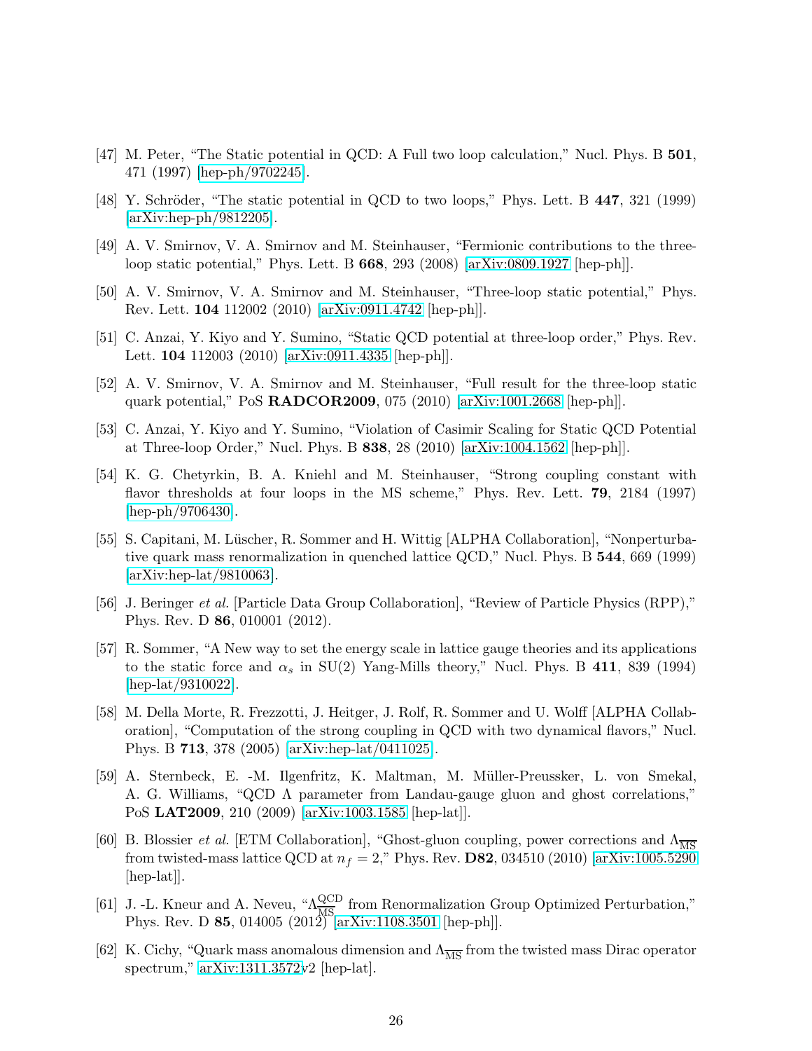[47] M. Peter, "The Static potential in QCD: A Full two loop calculation," Nucl. Phys. B **501**, 471 (1997) [hep-ph/9702245].

[48] Y. Schröder, "The static potential in QCD to two loops," Phys. Lett. B **447**, 321 (1999) [arXiv:hep-ph/9812205].

[49] A. V. Smirnov, V. A. Smirnov and M. Steinhauser, "Fermionic contributions to the three-loop static potential," Phys. Lett. B **668**, 293 (2008) [arXiv:0809.1927 [hep-ph]].

[50] A. V. Smirnov, V. A. Smirnov and M. Steinhauser, "Three-loop static potential," Phys. Rev. Lett. **104** 112002 (2010) [arXiv:0911.4742 [hep-ph]].

[51] C. Anzai, Y. Kiyo and Y. Sumino, "Static QCD potential at three-loop order," Phys. Rev. Lett. **104** 112003 (2010) [arXiv:0911.4335 [hep-ph]].

[52] A. V. Smirnov, V. A. Smirnov and M. Steinhauser, "Full result for the three-loop static quark potential," PoS **RADCOR2009**, 075 (2010) [arXiv:1001.2668 [hep-ph]].

[53] C. Anzai, Y. Kiyo and Y. Sumino, "Violation of Casimir Scaling for Static QCD Potential at Three-loop Order," Nucl. Phys. B **838**, 28 (2010) [arXiv:1004.1562 [hep-ph]].

[54] K. G. Chetyrkin, B. A. Kniehl and M. Steinhauser, "Strong coupling constant with flavor thresholds at four loops in the MS scheme," Phys. Rev. Lett. **79**, 2184 (1997) [hep-ph/9706430].

[55] S. Capitani, M. Lüscher, R. Sommer and H. Wittig [ALPHA Collaboration], "Nonperturbative quark mass renormalization in quenched lattice QCD," Nucl. Phys. B **544**, 669 (1999) [arXiv:hep-lat/9810063].

[56] J. Beringer *et al.* [Particle Data Group Collaboration], "Review of Particle Physics (RPP)," Phys. Rev. D **86**, 010001 (2012).

[57] R. Sommer, "A New way to set the energy scale in lattice gauge theories and its applications to the static force and $\alpha_s$ in SU(2) Yang-Mills theory," Nucl. Phys. B **411**, 839 (1994) [hep-lat/9310022].

[58] M. Della Morte, R. Frezzotti, J. Heitger, J. Rolf, R. Sommer and U. Wolff [ALPHA Collaboration], "Computation of the strong coupling in QCD with two dynamical flavors," Nucl. Phys. B **713**, 378 (2005) [arXiv:hep-lat/0411025].

[59] A. Sternbeck, E. -M. Ilgenfritz, K. Maltman, M. Müller-Preussker, L. von Smekal, A. G. Williams, "QCD $\Lambda$ parameter from Landau-gauge gluon and ghost correlations," PoS **LAT2009**, 210 (2009) [arXiv:1003.1585 [hep-lat]].

[60] B. Blossier *et al.* [ETM Collaboration], "Ghost-gluon coupling, power corrections and $\Lambda_{\overline{\rm MS}}$ from twisted-mass lattice QCD at $n_f = 2$," Phys. Rev. **D82**, 034510 (2010) [arXiv:1005.5290 [hep-lat]].

[61] J. -L. Kneur and A. Neveu, "$\Lambda^{\rm QCD}_{\overline{\rm MS}}$ from Renormalization Group Optimized Perturbation," Phys. Rev. D **85**, 014005 (2012) [arXiv:1108.3501 [hep-ph]].

[62] K. Cichy, "Quark mass anomalous dimension and $\Lambda_{\overline{\rm MS}}$ from the twisted mass Dirac operator spectrum," arXiv:1311.3572v2 [hep-lat].